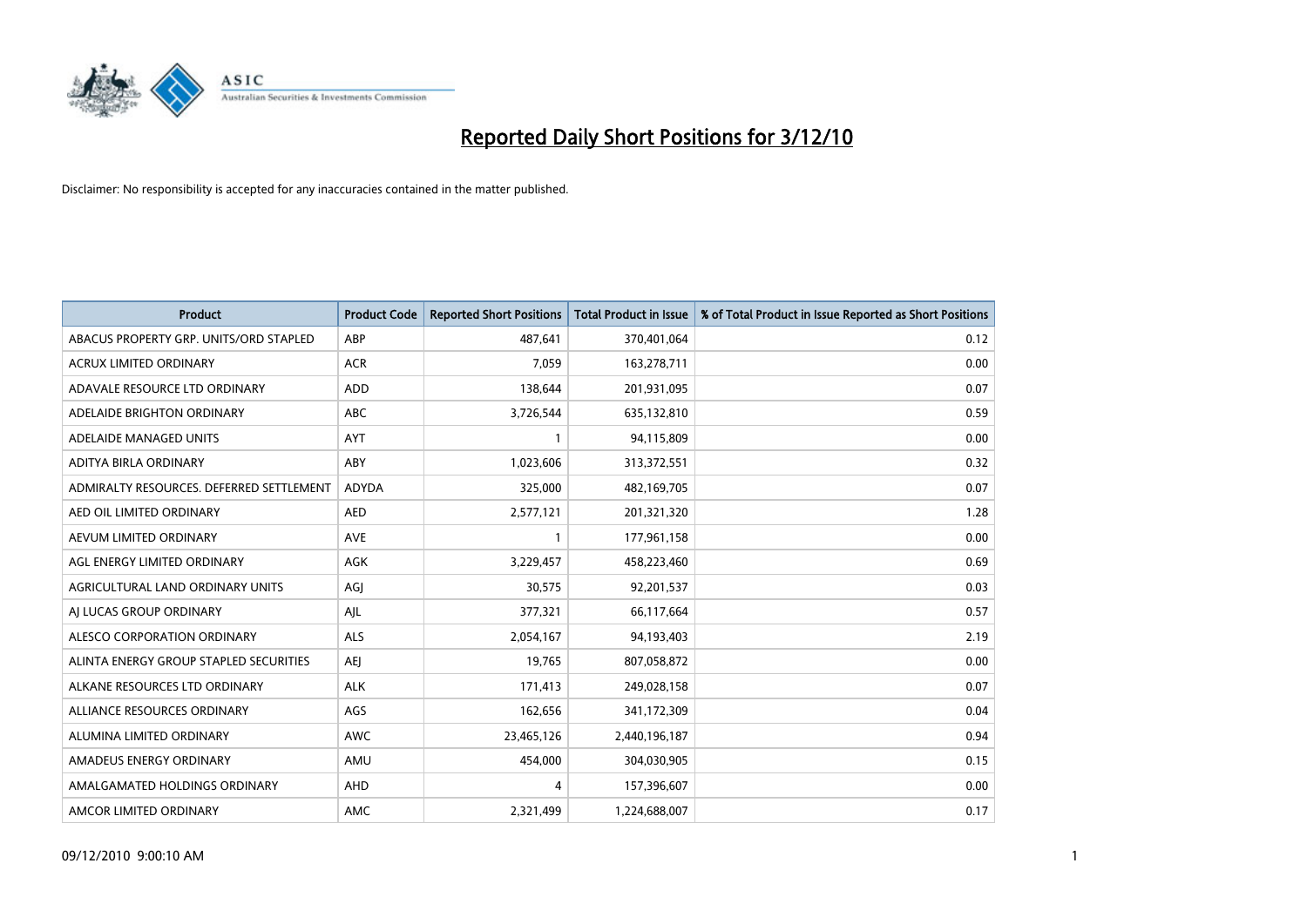# Reported Daily Short Positions for 3/12/10

Disclaimer: No responsibility is accepted for any inaccuracies contained in the matter published.

| Product | Product Code | Reported Short Positions | Total Product in Issue | % of Total Product in Issue Reported as Short Positions |
|---|---|---|---|---|
| ABACUS PROPERTY GRP. UNITS/ORD STAPLED | ABP | 487,641 | 370,401,064 | 0.12 |
| ACRUX LIMITED ORDINARY | ACR | 7,059 | 163,278,711 | 0.00 |
| ADAVALE RESOURCE LTD ORDINARY | ADD | 138,644 | 201,931,095 | 0.07 |
| ADELAIDE BRIGHTON ORDINARY | ABC | 3,726,544 | 635,132,810 | 0.59 |
| ADELAIDE MANAGED UNITS | AYT | 1 | 94,115,809 | 0.00 |
| ADITYA BIRLA ORDINARY | ABY | 1,023,606 | 313,372,551 | 0.32 |
| ADMIRALTY RESOURCES. DEFERRED SETTLEMENT | ADYDA | 325,000 | 482,169,705 | 0.07 |
| AED OIL LIMITED ORDINARY | AED | 2,577,121 | 201,321,320 | 1.28 |
| AEVUM LIMITED ORDINARY | AVE | 1 | 177,961,158 | 0.00 |
| AGL ENERGY LIMITED ORDINARY | AGK | 3,229,457 | 458,223,460 | 0.69 |
| AGRICULTURAL LAND ORDINARY UNITS | AGJ | 30,575 | 92,201,537 | 0.03 |
| AJ LUCAS GROUP ORDINARY | AJL | 377,321 | 66,117,664 | 0.57 |
| ALESCO CORPORATION ORDINARY | ALS | 2,054,167 | 94,193,403 | 2.19 |
| ALINTA ENERGY GROUP STAPLED SECURITIES | AEJ | 19,765 | 807,058,872 | 0.00 |
| ALKANE RESOURCES LTD ORDINARY | ALK | 171,413 | 249,028,158 | 0.07 |
| ALLIANCE RESOURCES ORDINARY | AGS | 162,656 | 341,172,309 | 0.04 |
| ALUMINA LIMITED ORDINARY | AWC | 23,465,126 | 2,440,196,187 | 0.94 |
| AMADEUS ENERGY ORDINARY | AMU | 454,000 | 304,030,905 | 0.15 |
| AMALGAMATED HOLDINGS ORDINARY | AHD | 4 | 157,396,607 | 0.00 |
| AMCOR LIMITED ORDINARY | AMC | 2,321,499 | 1,224,688,007 | 0.17 |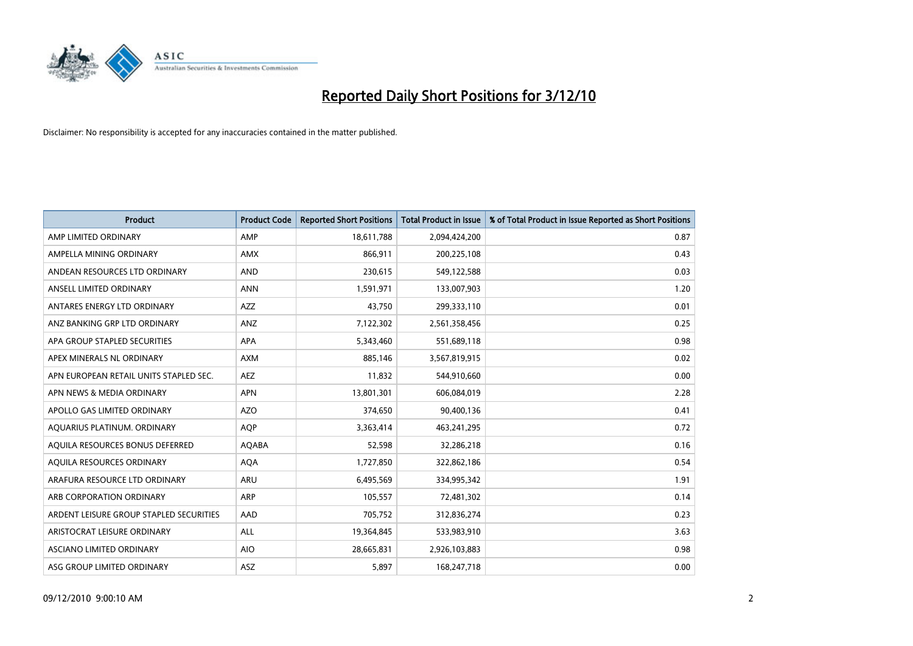# Reported Daily Short Positions for 3/12/10

Disclaimer: No responsibility is accepted for any inaccuracies contained in the matter published.

| Product | Product Code | Reported Short Positions | Total Product in Issue | % of Total Product in Issue Reported as Short Positions |
|---|---|---|---|---|
| AMP LIMITED ORDINARY | AMP | 18,611,788 | 2,094,424,200 | 0.87 |
| AMPELLA MINING ORDINARY | AMX | 866,911 | 200,225,108 | 0.43 |
| ANDEAN RESOURCES LTD ORDINARY | AND | 230,615 | 549,122,588 | 0.03 |
| ANSELL LIMITED ORDINARY | ANN | 1,591,971 | 133,007,903 | 1.20 |
| ANTARES ENERGY LTD ORDINARY | AZZ | 43,750 | 299,333,110 | 0.01 |
| ANZ BANKING GRP LTD ORDINARY | ANZ | 7,122,302 | 2,561,358,456 | 0.25 |
| APA GROUP STAPLED SECURITIES | APA | 5,343,460 | 551,689,118 | 0.98 |
| APEX MINERALS NL ORDINARY | AXM | 885,146 | 3,567,819,915 | 0.02 |
| APN EUROPEAN RETAIL UNITS STAPLED SEC. | AEZ | 11,832 | 544,910,660 | 0.00 |
| APN NEWS & MEDIA ORDINARY | APN | 13,801,301 | 606,084,019 | 2.28 |
| APOLLO GAS LIMITED ORDINARY | AZO | 374,650 | 90,400,136 | 0.41 |
| AQUARIUS PLATINUM. ORDINARY | AQP | 3,363,414 | 463,241,295 | 0.72 |
| AQUILA RESOURCES BONUS DEFERRED | AQABA | 52,598 | 32,286,218 | 0.16 |
| AQUILA RESOURCES ORDINARY | AQA | 1,727,850 | 322,862,186 | 0.54 |
| ARAFURA RESOURCE LTD ORDINARY | ARU | 6,495,569 | 334,995,342 | 1.91 |
| ARB CORPORATION ORDINARY | ARP | 105,557 | 72,481,302 | 0.14 |
| ARDENT LEISURE GROUP STAPLED SECURITIES | AAD | 705,752 | 312,836,274 | 0.23 |
| ARISTOCRAT LEISURE ORDINARY | ALL | 19,364,845 | 533,983,910 | 3.63 |
| ASCIANO LIMITED ORDINARY | AIO | 28,665,831 | 2,926,103,883 | 0.98 |
| ASG GROUP LIMITED ORDINARY | ASZ | 5,897 | 168,247,718 | 0.00 |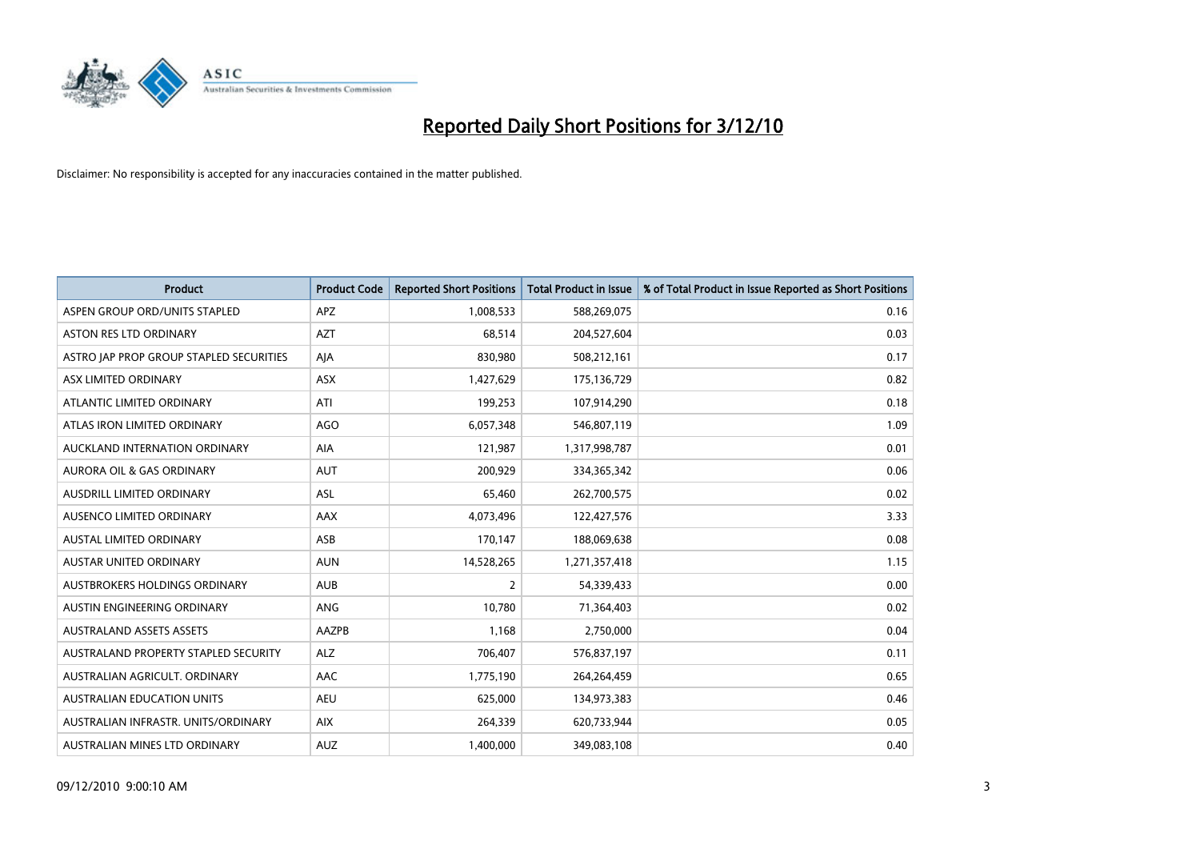# Reported Daily Short Positions for 3/12/10

Disclaimer: No responsibility is accepted for any inaccuracies contained in the matter published.

| Product | Product Code | Reported Short Positions | Total Product in Issue | % of Total Product in Issue Reported as Short Positions |
|---|---|---|---|---|
| ASPEN GROUP ORD/UNITS STAPLED | APZ | 1,008,533 | 588,269,075 | 0.16 |
| ASTON RES LTD ORDINARY | AZT | 68,514 | 204,527,604 | 0.03 |
| ASTRO JAP PROP GROUP STAPLED SECURITIES | AJA | 830,980 | 508,212,161 | 0.17 |
| ASX LIMITED ORDINARY | ASX | 1,427,629 | 175,136,729 | 0.82 |
| ATLANTIC LIMITED ORDINARY | ATI | 199,253 | 107,914,290 | 0.18 |
| ATLAS IRON LIMITED ORDINARY | AGO | 6,057,348 | 546,807,119 | 1.09 |
| AUCKLAND INTERNATION ORDINARY | AIA | 121,987 | 1,317,998,787 | 0.01 |
| AURORA OIL & GAS ORDINARY | AUT | 200,929 | 334,365,342 | 0.06 |
| AUSDRILL LIMITED ORDINARY | ASL | 65,460 | 262,700,575 | 0.02 |
| AUSENCO LIMITED ORDINARY | AAX | 4,073,496 | 122,427,576 | 3.33 |
| AUSTAL LIMITED ORDINARY | ASB | 170,147 | 188,069,638 | 0.08 |
| AUSTAR UNITED ORDINARY | AUN | 14,528,265 | 1,271,357,418 | 1.15 |
| AUSTBROKERS HOLDINGS ORDINARY | AUB | 2 | 54,339,433 | 0.00 |
| AUSTIN ENGINEERING ORDINARY | ANG | 10,780 | 71,364,403 | 0.02 |
| AUSTRALAND ASSETS ASSETS | AAZPB | 1,168 | 2,750,000 | 0.04 |
| AUSTRALAND PROPERTY STAPLED SECURITY | ALZ | 706,407 | 576,837,197 | 0.11 |
| AUSTRALIAN AGRICULT. ORDINARY | AAC | 1,775,190 | 264,264,459 | 0.65 |
| AUSTRALIAN EDUCATION UNITS | AEU | 625,000 | 134,973,383 | 0.46 |
| AUSTRALIAN INFRASTR. UNITS/ORDINARY | AIX | 264,339 | 620,733,944 | 0.05 |
| AUSTRALIAN MINES LTD ORDINARY | AUZ | 1,400,000 | 349,083,108 | 0.40 |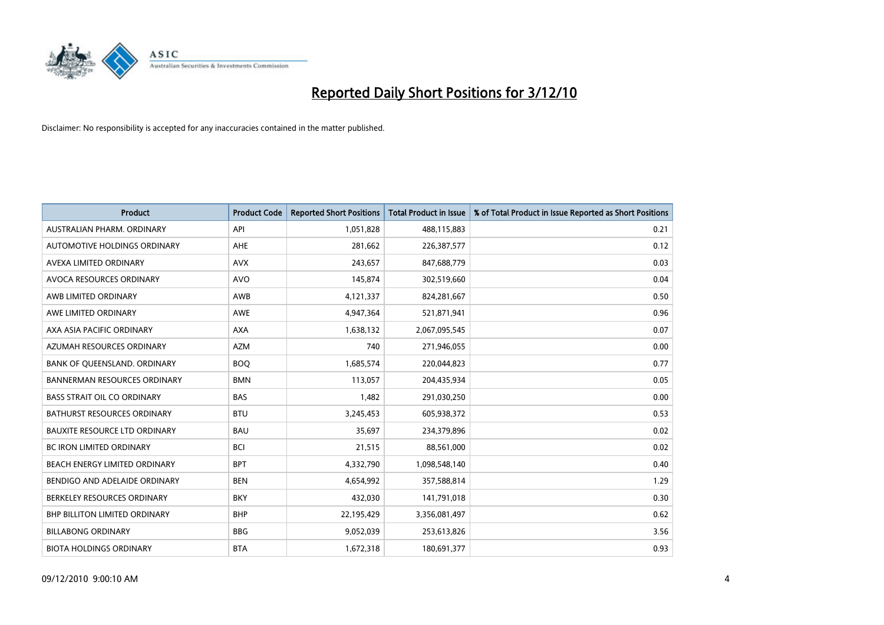# Reported Daily Short Positions for 3/12/10

Disclaimer: No responsibility is accepted for any inaccuracies contained in the matter published.

| Product | Product Code | Reported Short Positions | Total Product in Issue | % of Total Product in Issue Reported as Short Positions |
|---|---|---|---|---|
| AUSTRALIAN PHARM. ORDINARY | API | 1,051,828 | 488,115,883 | 0.21 |
| AUTOMOTIVE HOLDINGS ORDINARY | AHE | 281,662 | 226,387,577 | 0.12 |
| AVEXA LIMITED ORDINARY | AVX | 243,657 | 847,688,779 | 0.03 |
| AVOCA RESOURCES ORDINARY | AVO | 145,874 | 302,519,660 | 0.04 |
| AWB LIMITED ORDINARY | AWB | 4,121,337 | 824,281,667 | 0.50 |
| AWE LIMITED ORDINARY | AWE | 4,947,364 | 521,871,941 | 0.96 |
| AXA ASIA PACIFIC ORDINARY | AXA | 1,638,132 | 2,067,095,545 | 0.07 |
| AZUMAH RESOURCES ORDINARY | AZM | 740 | 271,946,055 | 0.00 |
| BANK OF QUEENSLAND. ORDINARY | BOQ | 1,685,574 | 220,044,823 | 0.77 |
| BANNERMAN RESOURCES ORDINARY | BMN | 113,057 | 204,435,934 | 0.05 |
| BASS STRAIT OIL CO ORDINARY | BAS | 1,482 | 291,030,250 | 0.00 |
| BATHURST RESOURCES ORDINARY | BTU | 3,245,453 | 605,938,372 | 0.53 |
| BAUXITE RESOURCE LTD ORDINARY | BAU | 35,697 | 234,379,896 | 0.02 |
| BC IRON LIMITED ORDINARY | BCI | 21,515 | 88,561,000 | 0.02 |
| BEACH ENERGY LIMITED ORDINARY | BPT | 4,332,790 | 1,098,548,140 | 0.40 |
| BENDIGO AND ADELAIDE ORDINARY | BEN | 4,654,992 | 357,588,814 | 1.29 |
| BERKELEY RESOURCES ORDINARY | BKY | 432,030 | 141,791,018 | 0.30 |
| BHP BILLITON LIMITED ORDINARY | BHP | 22,195,429 | 3,356,081,497 | 0.62 |
| BILLABONG ORDINARY | BBG | 9,052,039 | 253,613,826 | 3.56 |
| BIOTA HOLDINGS ORDINARY | BTA | 1,672,318 | 180,691,377 | 0.93 |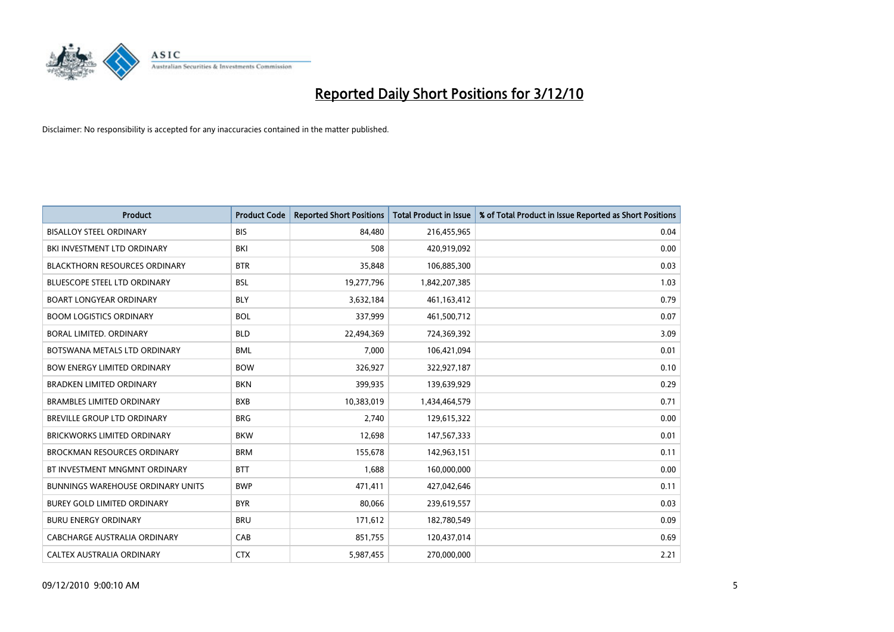# Reported Daily Short Positions for 3/12/10

Disclaimer: No responsibility is accepted for any inaccuracies contained in the matter published.

| Product | Product Code | Reported Short Positions | Total Product in Issue | % of Total Product in Issue Reported as Short Positions |
| --- | --- | --- | --- | --- |
| BISALLOY STEEL ORDINARY | BIS | 84,480 | 216,455,965 | 0.04 |
| BKI INVESTMENT LTD ORDINARY | BKI | 508 | 420,919,092 | 0.00 |
| BLACKTHORN RESOURCES ORDINARY | BTR | 35,848 | 106,885,300 | 0.03 |
| BLUESCOPE STEEL LTD ORDINARY | BSL | 19,277,796 | 1,842,207,385 | 1.03 |
| BOART LONGYEAR ORDINARY | BLY | 3,632,184 | 461,163,412 | 0.79 |
| BOOM LOGISTICS ORDINARY | BOL | 337,999 | 461,500,712 | 0.07 |
| BORAL LIMITED. ORDINARY | BLD | 22,494,369 | 724,369,392 | 3.09 |
| BOTSWANA METALS LTD ORDINARY | BML | 7,000 | 106,421,094 | 0.01 |
| BOW ENERGY LIMITED ORDINARY | BOW | 326,927 | 322,927,187 | 0.10 |
| BRADKEN LIMITED ORDINARY | BKN | 399,935 | 139,639,929 | 0.29 |
| BRAMBLES LIMITED ORDINARY | BXB | 10,383,019 | 1,434,464,579 | 0.71 |
| BREVILLE GROUP LTD ORDINARY | BRG | 2,740 | 129,615,322 | 0.00 |
| BRICKWORKS LIMITED ORDINARY | BKW | 12,698 | 147,567,333 | 0.01 |
| BROCKMAN RESOURCES ORDINARY | BRM | 155,678 | 142,963,151 | 0.11 |
| BT INVESTMENT MNGMNT ORDINARY | BTT | 1,688 | 160,000,000 | 0.00 |
| BUNNINGS WAREHOUSE ORDINARY UNITS | BWP | 471,411 | 427,042,646 | 0.11 |
| BUREY GOLD LIMITED ORDINARY | BYR | 80,066 | 239,619,557 | 0.03 |
| BURU ENERGY ORDINARY | BRU | 171,612 | 182,780,549 | 0.09 |
| CABCHARGE AUSTRALIA ORDINARY | CAB | 851,755 | 120,437,014 | 0.69 |
| CALTEX AUSTRALIA ORDINARY | CTX | 5,987,455 | 270,000,000 | 2.21 |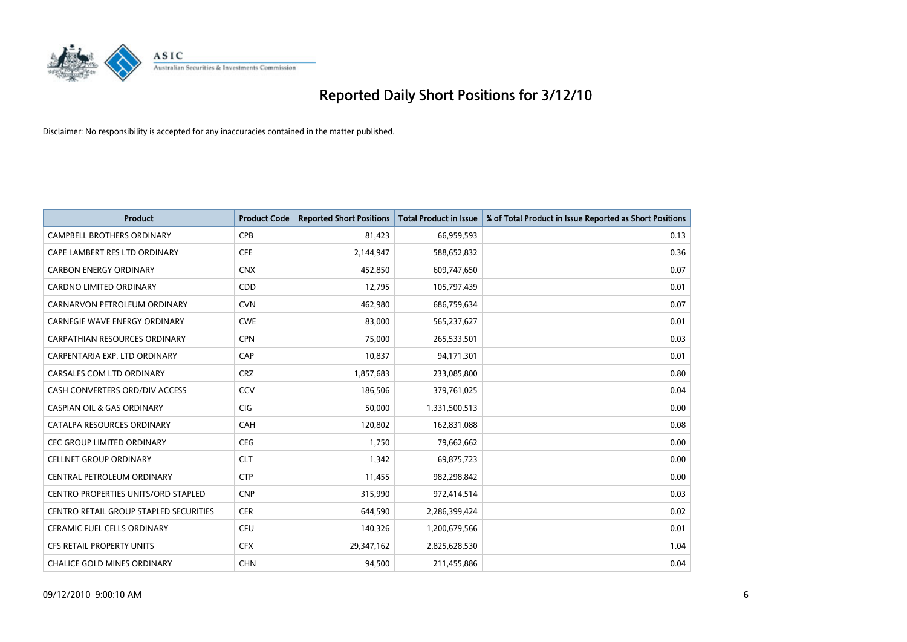# Reported Daily Short Positions for 3/12/10

Disclaimer: No responsibility is accepted for any inaccuracies contained in the matter published.

| Product | Product Code | Reported Short Positions | Total Product in Issue | % of Total Product in Issue Reported as Short Positions |
|---|---|---|---|---|
| CAMPBELL BROTHERS ORDINARY | CPB | 81,423 | 66,959,593 | 0.13 |
| CAPE LAMBERT RES LTD ORDINARY | CFE | 2,144,947 | 588,652,832 | 0.36 |
| CARBON ENERGY ORDINARY | CNX | 452,850 | 609,747,650 | 0.07 |
| CARDNO LIMITED ORDINARY | CDD | 12,795 | 105,797,439 | 0.01 |
| CARNARVON PETROLEUM ORDINARY | CVN | 462,980 | 686,759,634 | 0.07 |
| CARNEGIE WAVE ENERGY ORDINARY | CWE | 83,000 | 565,237,627 | 0.01 |
| CARPATHIAN RESOURCES ORDINARY | CPN | 75,000 | 265,533,501 | 0.03 |
| CARPENTARIA EXP. LTD ORDINARY | CAP | 10,837 | 94,171,301 | 0.01 |
| CARSALES.COM LTD ORDINARY | CRZ | 1,857,683 | 233,085,800 | 0.80 |
| CASH CONVERTERS ORD/DIV ACCESS | CCV | 186,506 | 379,761,025 | 0.04 |
| CASPIAN OIL & GAS ORDINARY | CIG | 50,000 | 1,331,500,513 | 0.00 |
| CATALPA RESOURCES ORDINARY | CAH | 120,802 | 162,831,088 | 0.08 |
| CEC GROUP LIMITED ORDINARY | CEG | 1,750 | 79,662,662 | 0.00 |
| CELLNET GROUP ORDINARY | CLT | 1,342 | 69,875,723 | 0.00 |
| CENTRAL PETROLEUM ORDINARY | CTP | 11,455 | 982,298,842 | 0.00 |
| CENTRO PROPERTIES UNITS/ORD STAPLED | CNP | 315,990 | 972,414,514 | 0.03 |
| CENTRO RETAIL GROUP STAPLED SECURITIES | CER | 644,590 | 2,286,399,424 | 0.02 |
| CERAMIC FUEL CELLS ORDINARY | CFU | 140,326 | 1,200,679,566 | 0.01 |
| CFS RETAIL PROPERTY UNITS | CFX | 29,347,162 | 2,825,628,530 | 1.04 |
| CHALICE GOLD MINES ORDINARY | CHN | 94,500 | 211,455,886 | 0.04 |

09/12/2010 9:00:10 AM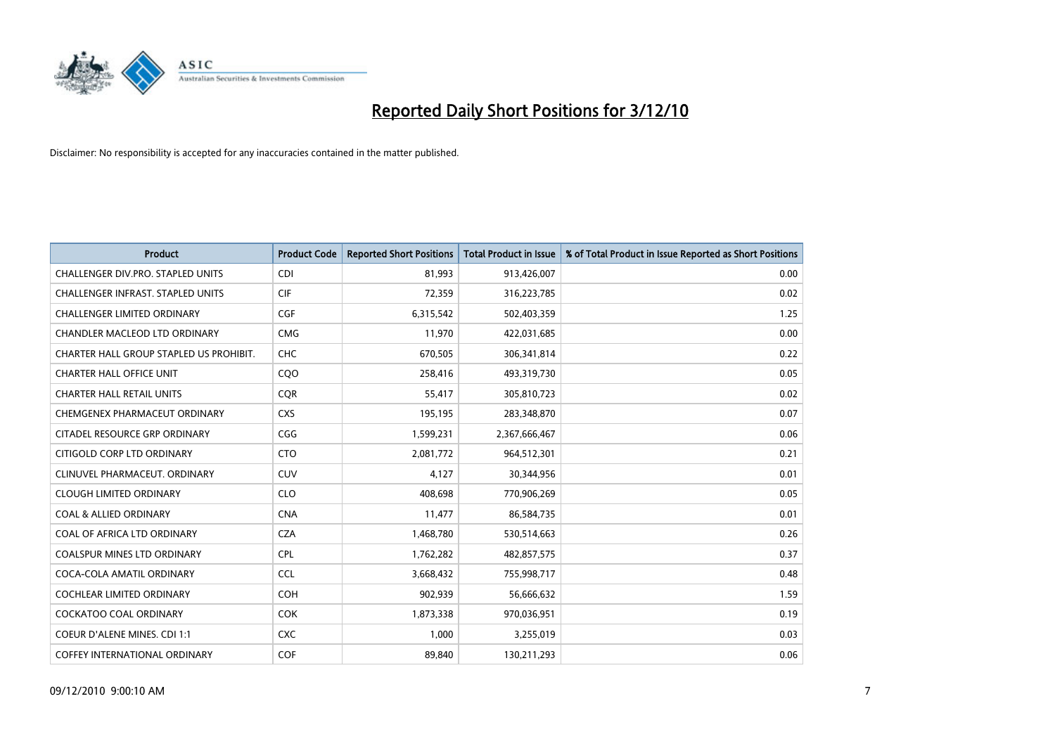# Reported Daily Short Positions for 3/12/10

Disclaimer: No responsibility is accepted for any inaccuracies contained in the matter published.

| Product | Product Code | Reported Short Positions | Total Product in Issue | % of Total Product in Issue Reported as Short Positions |
|---|---|---|---|---|
| CHALLENGER DIV.PRO. STAPLED UNITS | CDI | 81,993 | 913,426,007 | 0.00 |
| CHALLENGER INFRAST. STAPLED UNITS | CIF | 72,359 | 316,223,785 | 0.02 |
| CHALLENGER LIMITED ORDINARY | CGF | 6,315,542 | 502,403,359 | 1.25 |
| CHANDLER MACLEOD LTD ORDINARY | CMG | 11,970 | 422,031,685 | 0.00 |
| CHARTER HALL GROUP STAPLED US PROHIBIT. | CHC | 670,505 | 306,341,814 | 0.22 |
| CHARTER HALL OFFICE UNIT | CQO | 258,416 | 493,319,730 | 0.05 |
| CHARTER HALL RETAIL UNITS | CQR | 55,417 | 305,810,723 | 0.02 |
| CHEMGENEX PHARMACEUT ORDINARY | CXS | 195,195 | 283,348,870 | 0.07 |
| CITADEL RESOURCE GRP ORDINARY | CGG | 1,599,231 | 2,367,666,467 | 0.06 |
| CITIGOLD CORP LTD ORDINARY | CTO | 2,081,772 | 964,512,301 | 0.21 |
| CLINUVEL PHARMACEUT. ORDINARY | CUV | 4,127 | 30,344,956 | 0.01 |
| CLOUGH LIMITED ORDINARY | CLO | 408,698 | 770,906,269 | 0.05 |
| COAL & ALLIED ORDINARY | CNA | 11,477 | 86,584,735 | 0.01 |
| COAL OF AFRICA LTD ORDINARY | CZA | 1,468,780 | 530,514,663 | 0.26 |
| COALSPUR MINES LTD ORDINARY | CPL | 1,762,282 | 482,857,575 | 0.37 |
| COCA-COLA AMATIL ORDINARY | CCL | 3,668,432 | 755,998,717 | 0.48 |
| COCHLEAR LIMITED ORDINARY | COH | 902,939 | 56,666,632 | 1.59 |
| COCKATOO COAL ORDINARY | COK | 1,873,338 | 970,036,951 | 0.19 |
| COEUR D'ALENE MINES. CDI 1:1 | CXC | 1,000 | 3,255,019 | 0.03 |
| COFFEY INTERNATIONAL ORDINARY | COF | 89,840 | 130,211,293 | 0.06 |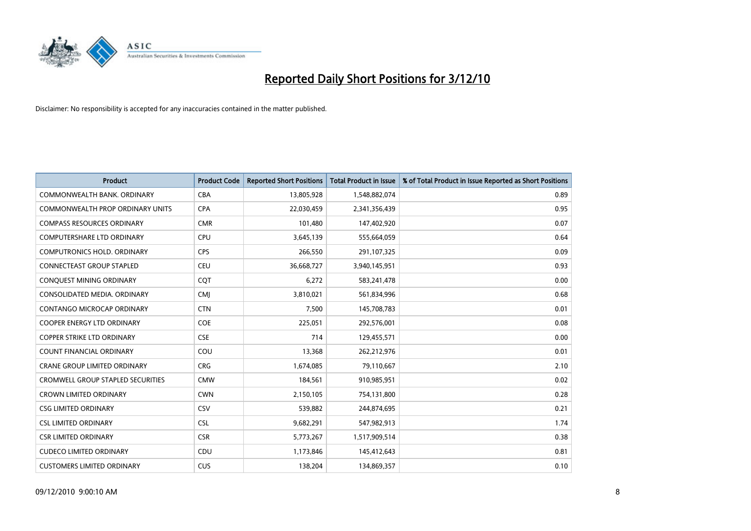# Reported Daily Short Positions for 3/12/10

Disclaimer: No responsibility is accepted for any inaccuracies contained in the matter published.

| Product | Product Code | Reported Short Positions | Total Product in Issue | % of Total Product in Issue Reported as Short Positions |
|---|---|---|---|---|
| COMMONWEALTH BANK. ORDINARY | CBA | 13,805,928 | 1,548,882,074 | 0.89 |
| COMMONWEALTH PROP ORDINARY UNITS | CPA | 22,030,459 | 2,341,356,439 | 0.95 |
| COMPASS RESOURCES ORDINARY | CMR | 101,480 | 147,402,920 | 0.07 |
| COMPUTERSHARE LTD ORDINARY | CPU | 3,645,139 | 555,664,059 | 0.64 |
| COMPUTRONICS HOLD. ORDINARY | CPS | 266,550 | 291,107,325 | 0.09 |
| CONNECTEAST GROUP STAPLED | CEU | 36,668,727 | 3,940,145,951 | 0.93 |
| CONQUEST MINING ORDINARY | CQT | 6,272 | 583,241,478 | 0.00 |
| CONSOLIDATED MEDIA. ORDINARY | CMJ | 3,810,021 | 561,834,996 | 0.68 |
| CONTANGO MICROCAP ORDINARY | CTN | 7,500 | 145,708,783 | 0.01 |
| COOPER ENERGY LTD ORDINARY | COE | 225,051 | 292,576,001 | 0.08 |
| COPPER STRIKE LTD ORDINARY | CSE | 714 | 129,455,571 | 0.00 |
| COUNT FINANCIAL ORDINARY | COU | 13,368 | 262,212,976 | 0.01 |
| CRANE GROUP LIMITED ORDINARY | CRG | 1,674,085 | 79,110,667 | 2.10 |
| CROMWELL GROUP STAPLED SECURITIES | CMW | 184,561 | 910,985,951 | 0.02 |
| CROWN LIMITED ORDINARY | CWN | 2,150,105 | 754,131,800 | 0.28 |
| CSG LIMITED ORDINARY | CSV | 539,882 | 244,874,695 | 0.21 |
| CSL LIMITED ORDINARY | CSL | 9,682,291 | 547,982,913 | 1.74 |
| CSR LIMITED ORDINARY | CSR | 5,773,267 | 1,517,909,514 | 0.38 |
| CUDECO LIMITED ORDINARY | CDU | 1,173,846 | 145,412,643 | 0.81 |
| CUSTOMERS LIMITED ORDINARY | CUS | 138,204 | 134,869,357 | 0.10 |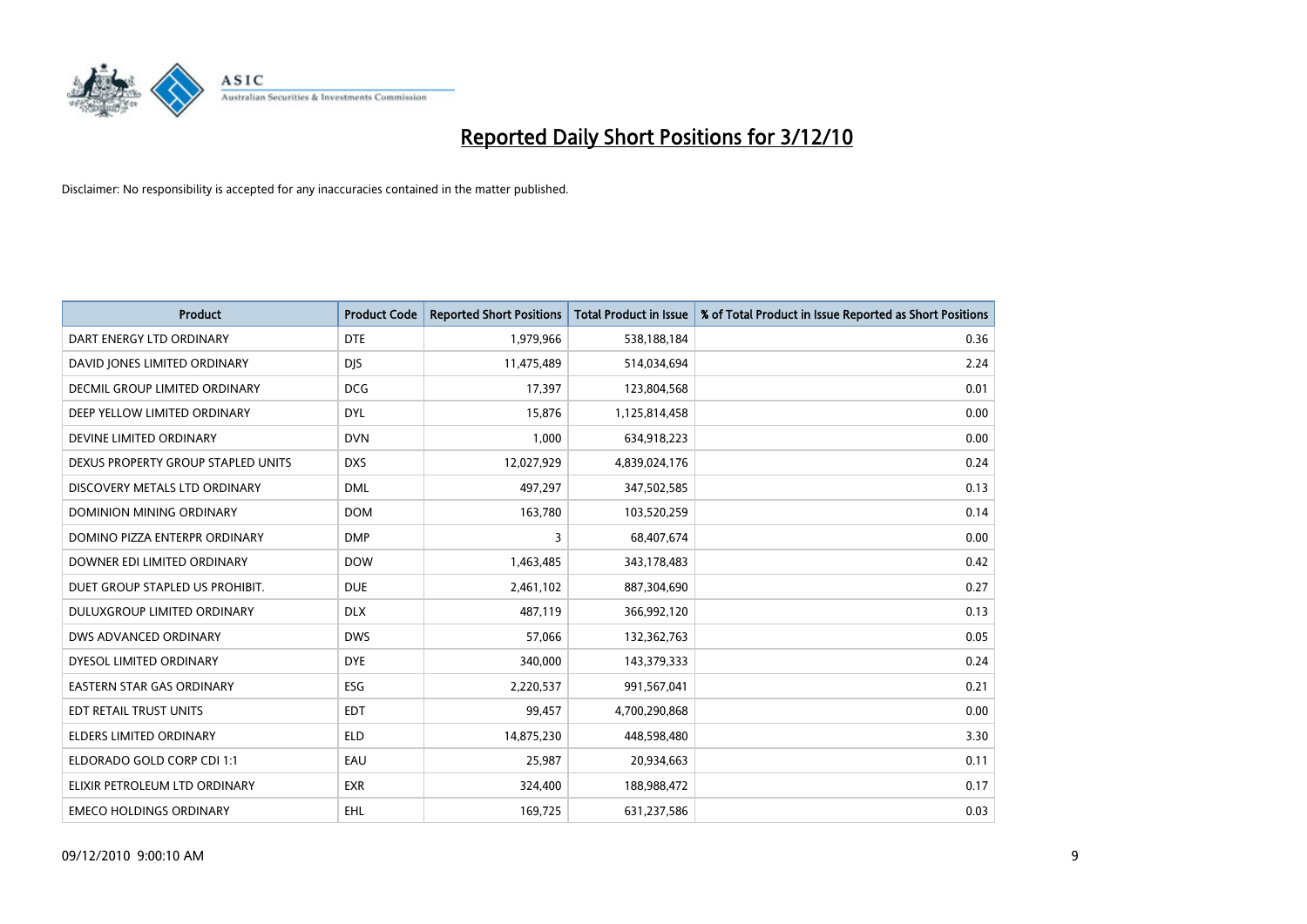# Reported Daily Short Positions for 3/12/10

Disclaimer: No responsibility is accepted for any inaccuracies contained in the matter published.

| Product | Product Code | Reported Short Positions | Total Product in Issue | % of Total Product in Issue Reported as Short Positions |
| --- | --- | --- | --- | --- |
| DART ENERGY LTD ORDINARY | DTE | 1,979,966 | 538,188,184 | 0.36 |
| DAVID JONES LIMITED ORDINARY | DJS | 11,475,489 | 514,034,694 | 2.24 |
| DECMIL GROUP LIMITED ORDINARY | DCG | 17,397 | 123,804,568 | 0.01 |
| DEEP YELLOW LIMITED ORDINARY | DYL | 15,876 | 1,125,814,458 | 0.00 |
| DEVINE LIMITED ORDINARY | DVN | 1,000 | 634,918,223 | 0.00 |
| DEXUS PROPERTY GROUP STAPLED UNITS | DXS | 12,027,929 | 4,839,024,176 | 0.24 |
| DISCOVERY METALS LTD ORDINARY | DML | 497,297 | 347,502,585 | 0.13 |
| DOMINION MINING ORDINARY | DOM | 163,780 | 103,520,259 | 0.14 |
| DOMINO PIZZA ENTERPR ORDINARY | DMP | 3 | 68,407,674 | 0.00 |
| DOWNER EDI LIMITED ORDINARY | DOW | 1,463,485 | 343,178,483 | 0.42 |
| DUET GROUP STAPLED US PROHIBIT. | DUE | 2,461,102 | 887,304,690 | 0.27 |
| DULUXGROUP LIMITED ORDINARY | DLX | 487,119 | 366,992,120 | 0.13 |
| DWS ADVANCED ORDINARY | DWS | 57,066 | 132,362,763 | 0.05 |
| DYESOL LIMITED ORDINARY | DYE | 340,000 | 143,379,333 | 0.24 |
| EASTERN STAR GAS ORDINARY | ESG | 2,220,537 | 991,567,041 | 0.21 |
| EDT RETAIL TRUST UNITS | EDT | 99,457 | 4,700,290,868 | 0.00 |
| ELDERS LIMITED ORDINARY | ELD | 14,875,230 | 448,598,480 | 3.30 |
| ELDORADO GOLD CORP CDI 1:1 | EAU | 25,987 | 20,934,663 | 0.11 |
| ELIXIR PETROLEUM LTD ORDINARY | EXR | 324,400 | 188,988,472 | 0.17 |
| EMECO HOLDINGS ORDINARY | EHL | 169,725 | 631,237,586 | 0.03 |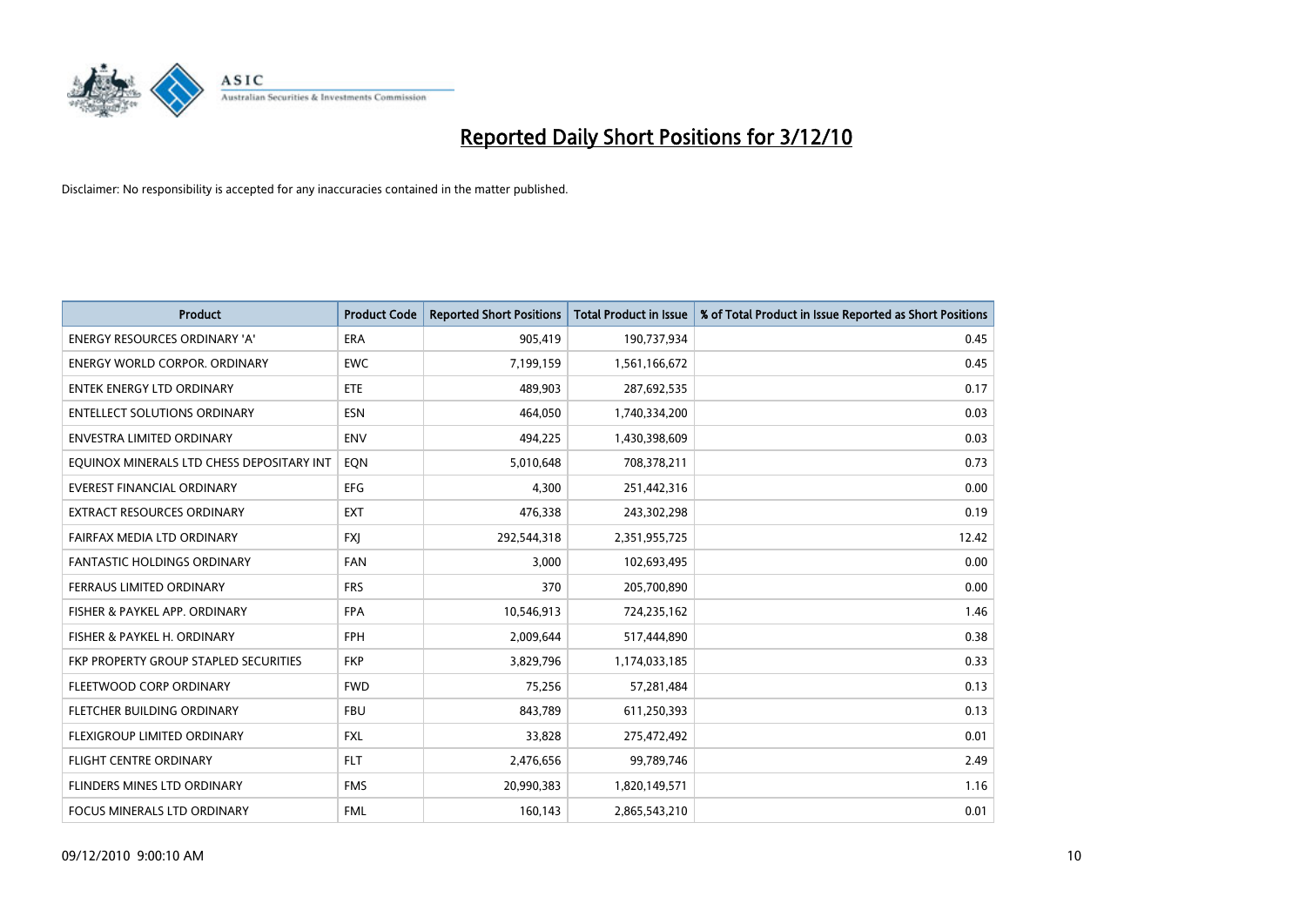# Reported Daily Short Positions for 3/12/10

Disclaimer: No responsibility is accepted for any inaccuracies contained in the matter published.

| Product | Product Code | Reported Short Positions | Total Product in Issue | % of Total Product in Issue Reported as Short Positions |
|---|---|---|---|---|
| ENERGY RESOURCES ORDINARY 'A' | ERA | 905,419 | 190,737,934 | 0.45 |
| ENERGY WORLD CORPOR. ORDINARY | EWC | 7,199,159 | 1,561,166,672 | 0.45 |
| ENTEK ENERGY LTD ORDINARY | ETE | 489,903 | 287,692,535 | 0.17 |
| ENTELLECT SOLUTIONS ORDINARY | ESN | 464,050 | 1,740,334,200 | 0.03 |
| ENVESTRA LIMITED ORDINARY | ENV | 494,225 | 1,430,398,609 | 0.03 |
| EQUINOX MINERALS LTD CHESS DEPOSITARY INT | EQN | 5,010,648 | 708,378,211 | 0.73 |
| EVEREST FINANCIAL ORDINARY | EFG | 4,300 | 251,442,316 | 0.00 |
| EXTRACT RESOURCES ORDINARY | EXT | 476,338 | 243,302,298 | 0.19 |
| FAIRFAX MEDIA LTD ORDINARY | FXJ | 292,544,318 | 2,351,955,725 | 12.42 |
| FANTASTIC HOLDINGS ORDINARY | FAN | 3,000 | 102,693,495 | 0.00 |
| FERRAUS LIMITED ORDINARY | FRS | 370 | 205,700,890 | 0.00 |
| FISHER & PAYKEL APP. ORDINARY | FPA | 10,546,913 | 724,235,162 | 1.46 |
| FISHER & PAYKEL H. ORDINARY | FPH | 2,009,644 | 517,444,890 | 0.38 |
| FKP PROPERTY GROUP STAPLED SECURITIES | FKP | 3,829,796 | 1,174,033,185 | 0.33 |
| FLEETWOOD CORP ORDINARY | FWD | 75,256 | 57,281,484 | 0.13 |
| FLETCHER BUILDING ORDINARY | FBU | 843,789 | 611,250,393 | 0.13 |
| FLEXIGROUP LIMITED ORDINARY | FXL | 33,828 | 275,472,492 | 0.01 |
| FLIGHT CENTRE ORDINARY | FLT | 2,476,656 | 99,789,746 | 2.49 |
| FLINDERS MINES LTD ORDINARY | FMS | 20,990,383 | 1,820,149,571 | 1.16 |
| FOCUS MINERALS LTD ORDINARY | FML | 160,143 | 2,865,543,210 | 0.01 |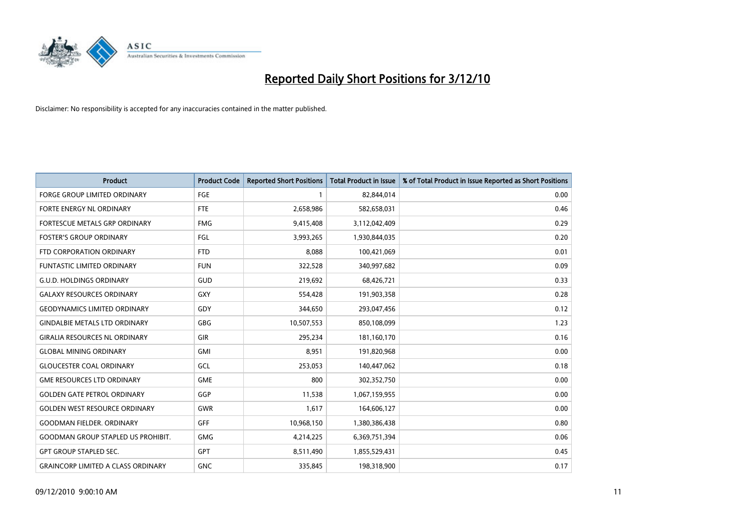# Reported Daily Short Positions for 3/12/10

Disclaimer: No responsibility is accepted for any inaccuracies contained in the matter published.

| Product | Product Code | Reported Short Positions | Total Product in Issue | % of Total Product in Issue Reported as Short Positions |
|---|---|---|---|---|
| FORGE GROUP LIMITED ORDINARY | FGE | 1 | 82,844,014 | 0.00 |
| FORTE ENERGY NL ORDINARY | FTE | 2,658,986 | 582,658,031 | 0.46 |
| FORTESCUE METALS GRP ORDINARY | FMG | 9,415,408 | 3,112,042,409 | 0.29 |
| FOSTER'S GROUP ORDINARY | FGL | 3,993,265 | 1,930,844,035 | 0.20 |
| FTD CORPORATION ORDINARY | FTD | 8,088 | 100,421,069 | 0.01 |
| FUNTASTIC LIMITED ORDINARY | FUN | 322,528 | 340,997,682 | 0.09 |
| G.U.D. HOLDINGS ORDINARY | GUD | 219,692 | 68,426,721 | 0.33 |
| GALAXY RESOURCES ORDINARY | GXY | 554,428 | 191,903,358 | 0.28 |
| GEODYNAMICS LIMITED ORDINARY | GDY | 344,650 | 293,047,456 | 0.12 |
| GINDALBIE METALS LTD ORDINARY | GBG | 10,507,553 | 850,108,099 | 1.23 |
| GIRALIA RESOURCES NL ORDINARY | GIR | 295,234 | 181,160,170 | 0.16 |
| GLOBAL MINING ORDINARY | GMI | 8,951 | 191,820,968 | 0.00 |
| GLOUCESTER COAL ORDINARY | GCL | 253,053 | 140,447,062 | 0.18 |
| GME RESOURCES LTD ORDINARY | GME | 800 | 302,352,750 | 0.00 |
| GOLDEN GATE PETROL ORDINARY | GGP | 11,538 | 1,067,159,955 | 0.00 |
| GOLDEN WEST RESOURCE ORDINARY | GWR | 1,617 | 164,606,127 | 0.00 |
| GOODMAN FIELDER. ORDINARY | GFF | 10,968,150 | 1,380,386,438 | 0.80 |
| GOODMAN GROUP STAPLED US PROHIBIT. | GMG | 4,214,225 | 6,369,751,394 | 0.06 |
| GPT GROUP STAPLED SEC. | GPT | 8,511,490 | 1,855,529,431 | 0.45 |
| GRAINCORP LIMITED A CLASS ORDINARY | GNC | 335,845 | 198,318,900 | 0.17 |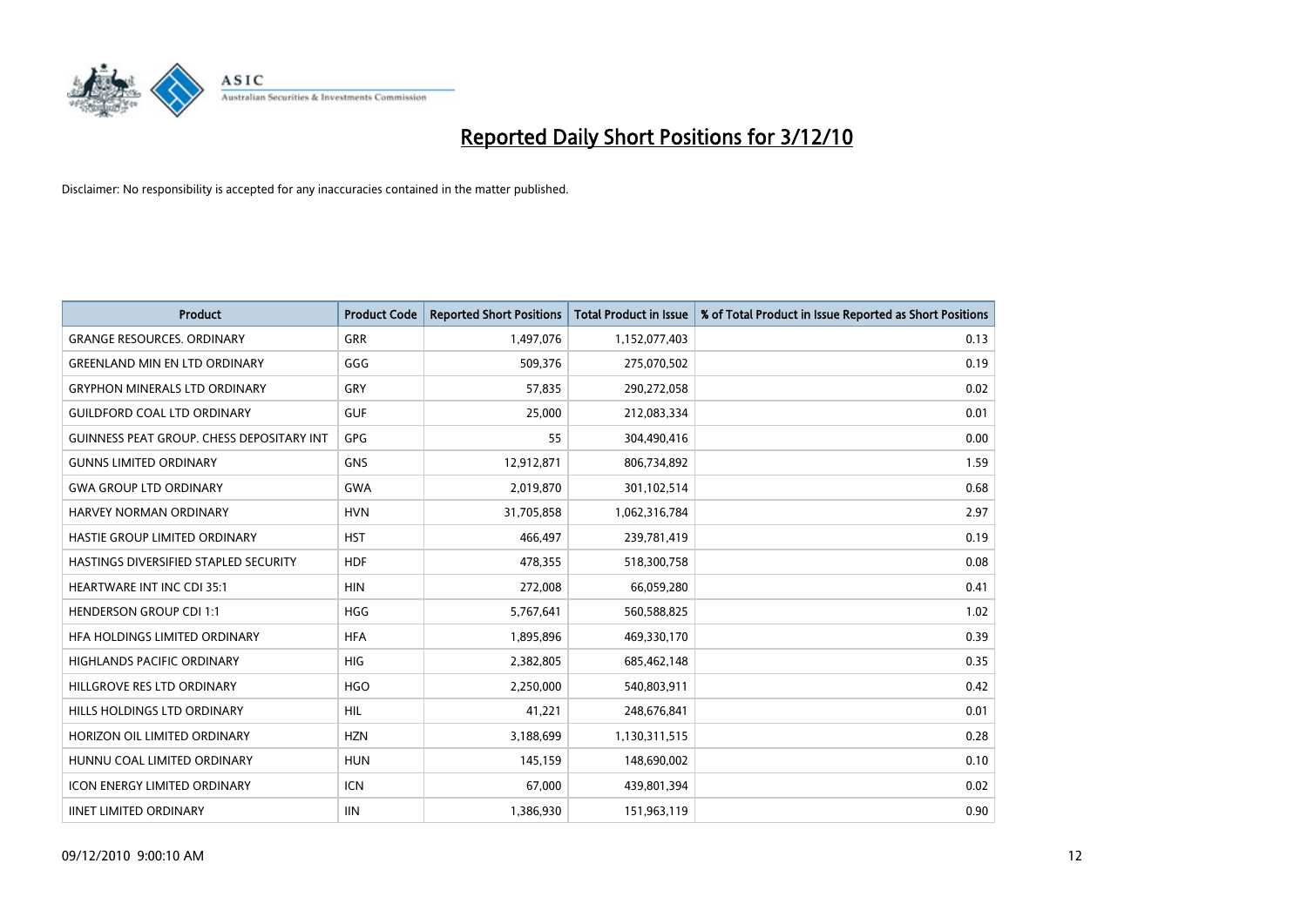# Reported Daily Short Positions for 3/12/10

Disclaimer: No responsibility is accepted for any inaccuracies contained in the matter published.

| Product | Product Code | Reported Short Positions | Total Product in Issue | % of Total Product in Issue Reported as Short Positions |
|---|---|---|---|---|
| GRANGE RESOURCES. ORDINARY | GRR | 1,497,076 | 1,152,077,403 | 0.13 |
| GREENLAND MIN EN LTD ORDINARY | GGG | 509,376 | 275,070,502 | 0.19 |
| GRYPHON MINERALS LTD ORDINARY | GRY | 57,835 | 290,272,058 | 0.02 |
| GUILDFORD COAL LTD ORDINARY | GUF | 25,000 | 212,083,334 | 0.01 |
| GUINNESS PEAT GROUP. CHESS DEPOSITARY INT | GPG | 55 | 304,490,416 | 0.00 |
| GUNNS LIMITED ORDINARY | GNS | 12,912,871 | 806,734,892 | 1.59 |
| GWA GROUP LTD ORDINARY | GWA | 2,019,870 | 301,102,514 | 0.68 |
| HARVEY NORMAN ORDINARY | HVN | 31,705,858 | 1,062,316,784 | 2.97 |
| HASTIE GROUP LIMITED ORDINARY | HST | 466,497 | 239,781,419 | 0.19 |
| HASTINGS DIVERSIFIED STAPLED SECURITY | HDF | 478,355 | 518,300,758 | 0.08 |
| HEARTWARE INT INC CDI 35:1 | HIN | 272,008 | 66,059,280 | 0.41 |
| HENDERSON GROUP CDI 1:1 | HGG | 5,767,641 | 560,588,825 | 1.02 |
| HFA HOLDINGS LIMITED ORDINARY | HFA | 1,895,896 | 469,330,170 | 0.39 |
| HIGHLANDS PACIFIC ORDINARY | HIG | 2,382,805 | 685,462,148 | 0.35 |
| HILLGROVE RES LTD ORDINARY | HGO | 2,250,000 | 540,803,911 | 0.42 |
| HILLS HOLDINGS LTD ORDINARY | HIL | 41,221 | 248,676,841 | 0.01 |
| HORIZON OIL LIMITED ORDINARY | HZN | 3,188,699 | 1,130,311,515 | 0.28 |
| HUNNU COAL LIMITED ORDINARY | HUN | 145,159 | 148,690,002 | 0.10 |
| ICON ENERGY LIMITED ORDINARY | ICN | 67,000 | 439,801,394 | 0.02 |
| IINET LIMITED ORDINARY | IIN | 1,386,930 | 151,963,119 | 0.90 |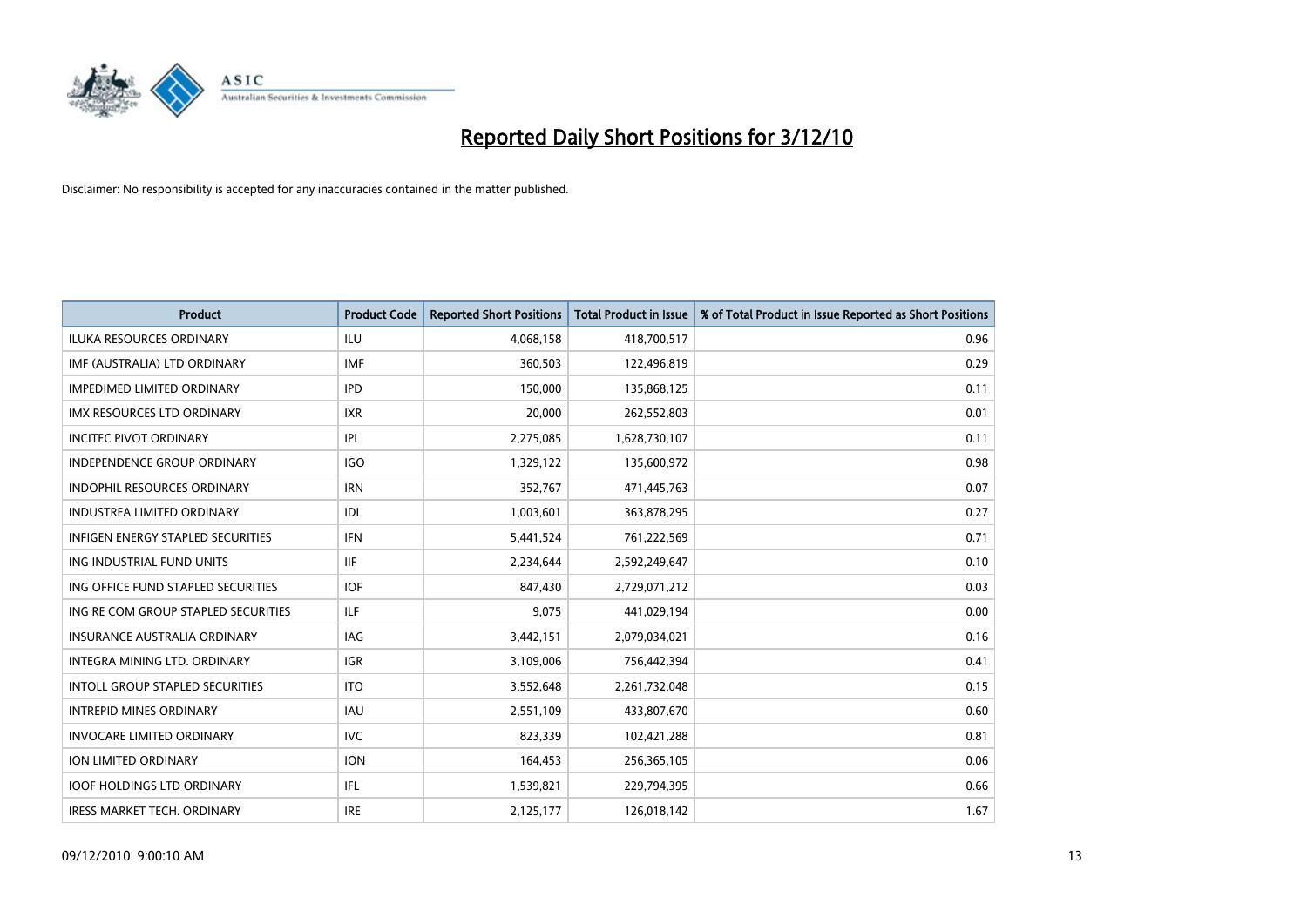# Reported Daily Short Positions for 3/12/10

Disclaimer: No responsibility is accepted for any inaccuracies contained in the matter published.

| Product | Product Code | Reported Short Positions | Total Product in Issue | % of Total Product in Issue Reported as Short Positions |
|---|---|---|---|---|
| ILUKA RESOURCES ORDINARY | ILU | 4,068,158 | 418,700,517 | 0.96 |
| IMF (AUSTRALIA) LTD ORDINARY | IMF | 360,503 | 122,496,819 | 0.29 |
| IMPEDIMED LIMITED ORDINARY | IPD | 150,000 | 135,868,125 | 0.11 |
| IMX RESOURCES LTD ORDINARY | IXR | 20,000 | 262,552,803 | 0.01 |
| INCITEC PIVOT ORDINARY | IPL | 2,275,085 | 1,628,730,107 | 0.11 |
| INDEPENDENCE GROUP ORDINARY | IGO | 1,329,122 | 135,600,972 | 0.98 |
| INDOPHIL RESOURCES ORDINARY | IRN | 352,767 | 471,445,763 | 0.07 |
| INDUSTREA LIMITED ORDINARY | IDL | 1,003,601 | 363,878,295 | 0.27 |
| INFIGEN ENERGY STAPLED SECURITIES | IFN | 5,441,524 | 761,222,569 | 0.71 |
| ING INDUSTRIAL FUND UNITS | IIF | 2,234,644 | 2,592,249,647 | 0.10 |
| ING OFFICE FUND STAPLED SECURITIES | IOF | 847,430 | 2,729,071,212 | 0.03 |
| ING RE COM GROUP STAPLED SECURITIES | ILF | 9,075 | 441,029,194 | 0.00 |
| INSURANCE AUSTRALIA ORDINARY | IAG | 3,442,151 | 2,079,034,021 | 0.16 |
| INTEGRA MINING LTD. ORDINARY | IGR | 3,109,006 | 756,442,394 | 0.41 |
| INTOLL GROUP STAPLED SECURITIES | ITO | 3,552,648 | 2,261,732,048 | 0.15 |
| INTREPID MINES ORDINARY | IAU | 2,551,109 | 433,807,670 | 0.60 |
| INVOCARE LIMITED ORDINARY | IVC | 823,339 | 102,421,288 | 0.81 |
| ION LIMITED ORDINARY | ION | 164,453 | 256,365,105 | 0.06 |
| IOOF HOLDINGS LTD ORDINARY | IFL | 1,539,821 | 229,794,395 | 0.66 |
| IRESS MARKET TECH. ORDINARY | IRE | 2,125,177 | 126,018,142 | 1.67 |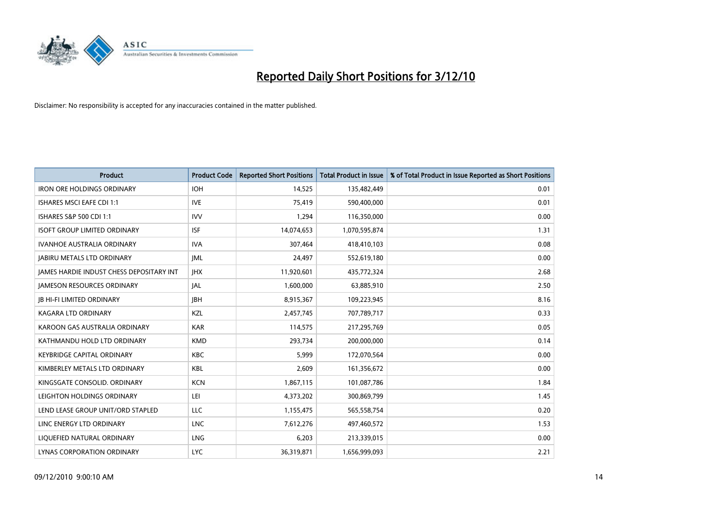# Reported Daily Short Positions for 3/12/10

Disclaimer: No responsibility is accepted for any inaccuracies contained in the matter published.

| Product | Product Code | Reported Short Positions | Total Product in Issue | % of Total Product in Issue Reported as Short Positions |
|---|---|---|---|---|
| IRON ORE HOLDINGS ORDINARY | IOH | 14,525 | 135,482,449 | 0.01 |
| ISHARES MSCI EAFE CDI 1:1 | IVE | 75,419 | 590,400,000 | 0.01 |
| ISHARES S&P 500 CDI 1:1 | IVV | 1,294 | 116,350,000 | 0.00 |
| ISOFT GROUP LIMITED ORDINARY | ISF | 14,074,653 | 1,070,595,874 | 1.31 |
| IVANHOE AUSTRALIA ORDINARY | IVA | 307,464 | 418,410,103 | 0.08 |
| JABIRU METALS LTD ORDINARY | JML | 24,497 | 552,619,180 | 0.00 |
| JAMES HARDIE INDUST CHESS DEPOSITARY INT | JHX | 11,920,601 | 435,772,324 | 2.68 |
| JAMESON RESOURCES ORDINARY | JAL | 1,600,000 | 63,885,910 | 2.50 |
| JB HI-FI LIMITED ORDINARY | JBH | 8,915,367 | 109,223,945 | 8.16 |
| KAGARA LTD ORDINARY | KZL | 2,457,745 | 707,789,717 | 0.33 |
| KAROON GAS AUSTRALIA ORDINARY | KAR | 114,575 | 217,295,769 | 0.05 |
| KATHMANDU HOLD LTD ORDINARY | KMD | 293,734 | 200,000,000 | 0.14 |
| KEYBRIDGE CAPITAL ORDINARY | KBC | 5,999 | 172,070,564 | 0.00 |
| KIMBERLEY METALS LTD ORDINARY | KBL | 2,609 | 161,356,672 | 0.00 |
| KINGSGATE CONSOLID. ORDINARY | KCN | 1,867,115 | 101,087,786 | 1.84 |
| LEIGHTON HOLDINGS ORDINARY | LEI | 4,373,202 | 300,869,799 | 1.45 |
| LEND LEASE GROUP UNIT/ORD STAPLED | LLC | 1,155,475 | 565,558,754 | 0.20 |
| LINC ENERGY LTD ORDINARY | LNC | 7,612,276 | 497,460,572 | 1.53 |
| LIQUEFIED NATURAL ORDINARY | LNG | 6,203 | 213,339,015 | 0.00 |
| LYNAS CORPORATION ORDINARY | LYC | 36,319,871 | 1,656,999,093 | 2.21 |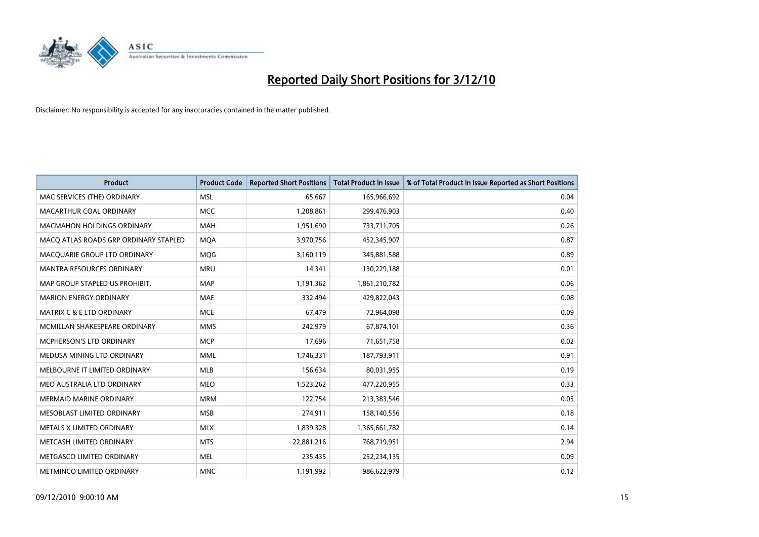# Reported Daily Short Positions for 3/12/10

Disclaimer: No responsibility is accepted for any inaccuracies contained in the matter published.

| Product | Product Code | Reported Short Positions | Total Product in Issue | % of Total Product in Issue Reported as Short Positions |
|---|---|---|---|---|
| MAC SERVICES (THE) ORDINARY | MSL | 65,667 | 165,966,692 | 0.04 |
| MACARTHUR COAL ORDINARY | MCC | 1,208,861 | 299,476,903 | 0.40 |
| MACMAHON HOLDINGS ORDINARY | MAH | 1,951,690 | 733,711,705 | 0.26 |
| MACQ ATLAS ROADS GRP ORDINARY STAPLED | MQA | 3,970,756 | 452,345,907 | 0.87 |
| MACQUARIE GROUP LTD ORDINARY | MQG | 3,160,119 | 345,881,588 | 0.89 |
| MANTRA RESOURCES ORDINARY | MRU | 14,341 | 130,229,188 | 0.01 |
| MAP GROUP STAPLED US PROHIBIT. | MAP | 1,191,362 | 1,861,210,782 | 0.06 |
| MARION ENERGY ORDINARY | MAE | 332,494 | 429,822,043 | 0.08 |
| MATRIX C & E LTD ORDINARY | MCE | 67,479 | 72,964,098 | 0.09 |
| MCMILLAN SHAKESPEARE ORDINARY | MMS | 242,979 | 67,874,101 | 0.36 |
| MCPHERSON'S LTD ORDINARY | MCP | 17,696 | 71,651,758 | 0.02 |
| MEDUSA MINING LTD ORDINARY | MML | 1,746,331 | 187,793,911 | 0.91 |
| MELBOURNE IT LIMITED ORDINARY | MLB | 156,634 | 80,031,955 | 0.19 |
| MEO AUSTRALIA LTD ORDINARY | MEO | 1,523,262 | 477,220,955 | 0.33 |
| MERMAID MARINE ORDINARY | MRM | 122,754 | 213,383,546 | 0.05 |
| MESOBLAST LIMITED ORDINARY | MSB | 274,911 | 158,140,556 | 0.18 |
| METALS X LIMITED ORDINARY | MLX | 1,839,328 | 1,365,661,782 | 0.14 |
| METCASH LIMITED ORDINARY | MTS | 22,881,216 | 768,719,951 | 2.94 |
| METGASCO LIMITED ORDINARY | MEL | 235,435 | 252,234,135 | 0.09 |
| METMINCO LIMITED ORDINARY | MNC | 1,191,992 | 986,622,979 | 0.12 |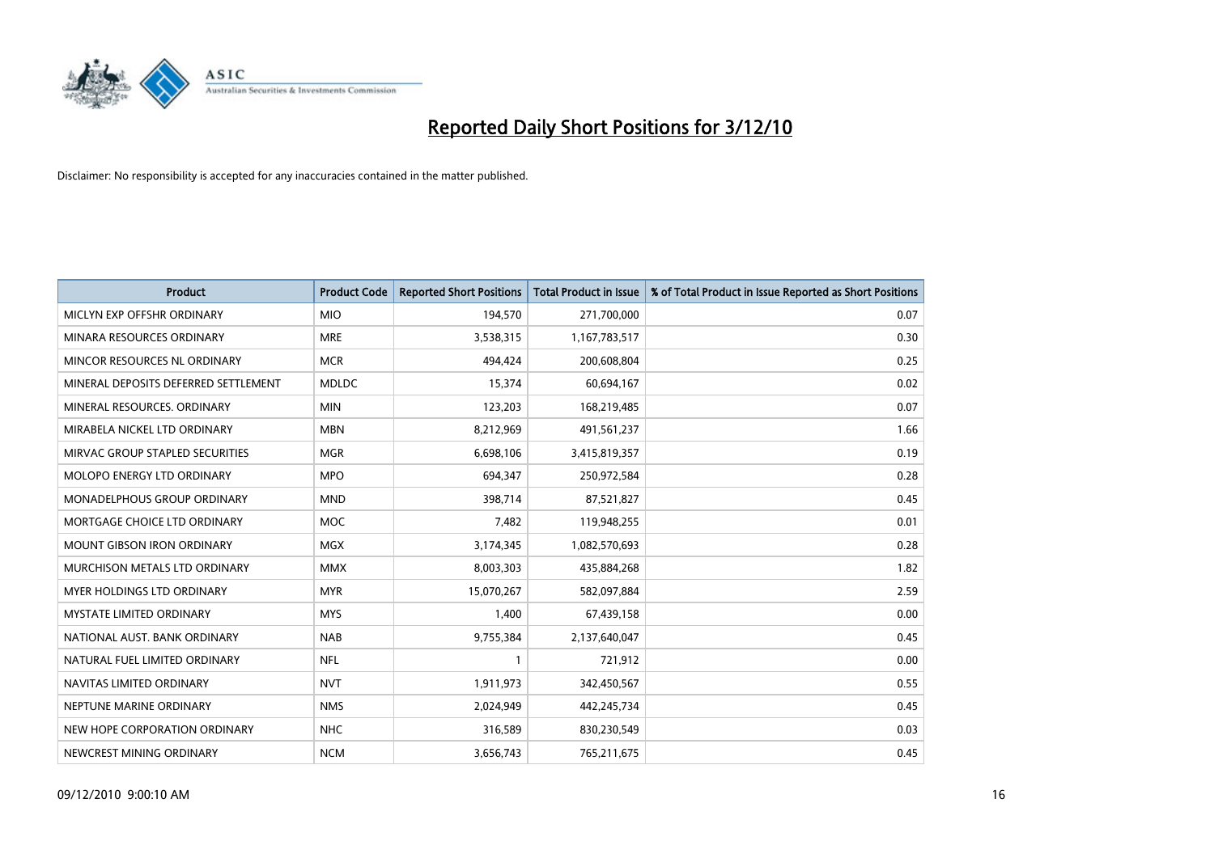# Reported Daily Short Positions for 3/12/10

Disclaimer: No responsibility is accepted for any inaccuracies contained in the matter published.

| Product | Product Code | Reported Short Positions | Total Product in Issue | % of Total Product in Issue Reported as Short Positions |
|---|---|---|---|---|
| MICLYN EXP OFFSHR ORDINARY | MIO | 194,570 | 271,700,000 | 0.07 |
| MINARA RESOURCES ORDINARY | MRE | 3,538,315 | 1,167,783,517 | 0.30 |
| MINCOR RESOURCES NL ORDINARY | MCR | 494,424 | 200,608,804 | 0.25 |
| MINERAL DEPOSITS DEFERRED SETTLEMENT | MDLDC | 15,374 | 60,694,167 | 0.02 |
| MINERAL RESOURCES. ORDINARY | MIN | 123,203 | 168,219,485 | 0.07 |
| MIRABELA NICKEL LTD ORDINARY | MBN | 8,212,969 | 491,561,237 | 1.66 |
| MIRVAC GROUP STAPLED SECURITIES | MGR | 6,698,106 | 3,415,819,357 | 0.19 |
| MOLOPO ENERGY LTD ORDINARY | MPO | 694,347 | 250,972,584 | 0.28 |
| MONADELPHOUS GROUP ORDINARY | MND | 398,714 | 87,521,827 | 0.45 |
| MORTGAGE CHOICE LTD ORDINARY | MOC | 7,482 | 119,948,255 | 0.01 |
| MOUNT GIBSON IRON ORDINARY | MGX | 3,174,345 | 1,082,570,693 | 0.28 |
| MURCHISON METALS LTD ORDINARY | MMX | 8,003,303 | 435,884,268 | 1.82 |
| MYER HOLDINGS LTD ORDINARY | MYR | 15,070,267 | 582,097,884 | 2.59 |
| MYSTATE LIMITED ORDINARY | MYS | 1,400 | 67,439,158 | 0.00 |
| NATIONAL AUST. BANK ORDINARY | NAB | 9,755,384 | 2,137,640,047 | 0.45 |
| NATURAL FUEL LIMITED ORDINARY | NFL | 1 | 721,912 | 0.00 |
| NAVITAS LIMITED ORDINARY | NVT | 1,911,973 | 342,450,567 | 0.55 |
| NEPTUNE MARINE ORDINARY | NMS | 2,024,949 | 442,245,734 | 0.45 |
| NEW HOPE CORPORATION ORDINARY | NHC | 316,589 | 830,230,549 | 0.03 |
| NEWCREST MINING ORDINARY | NCM | 3,656,743 | 765,211,675 | 0.45 |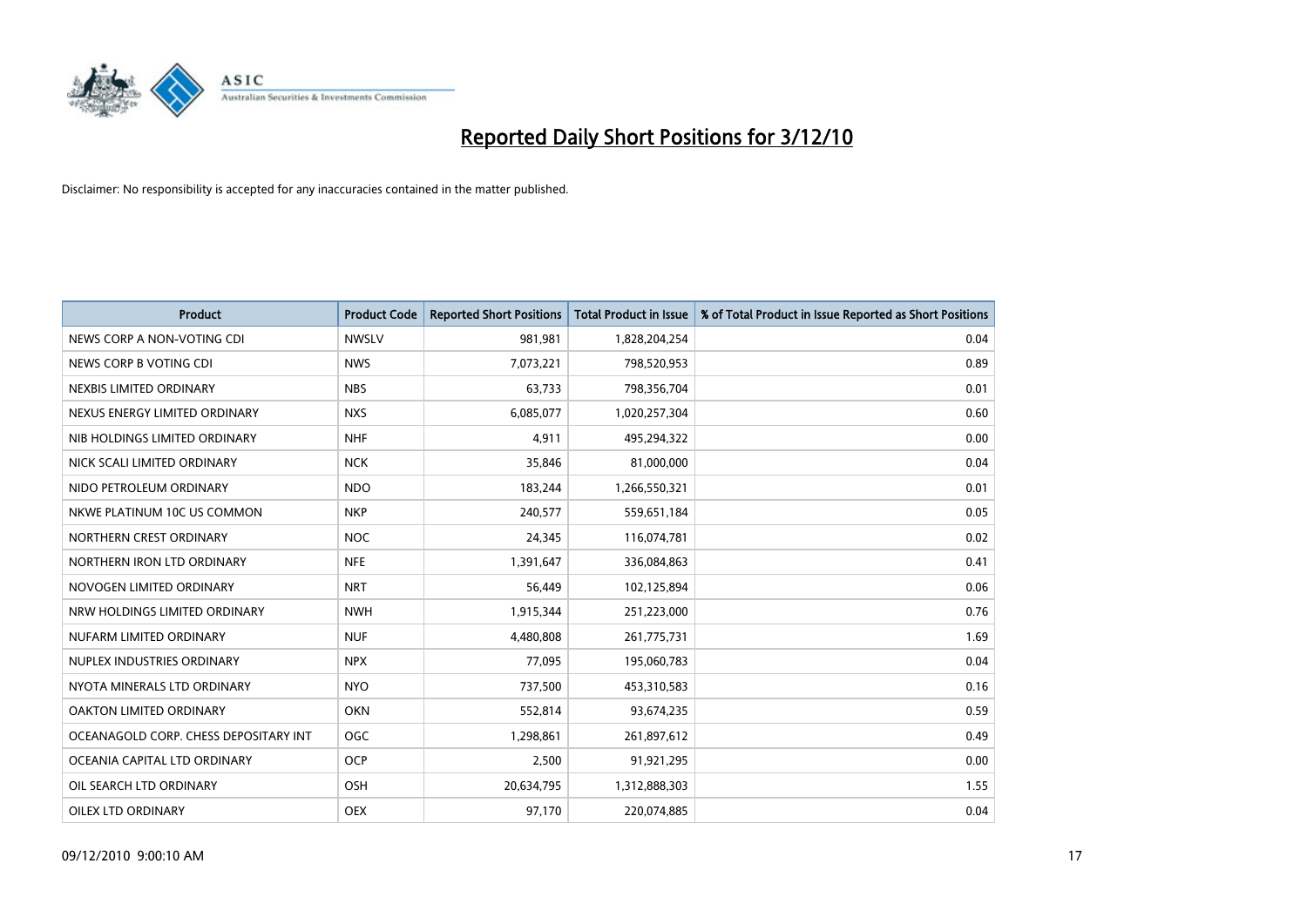# Reported Daily Short Positions for 3/12/10

Disclaimer: No responsibility is accepted for any inaccuracies contained in the matter published.

| Product | Product Code | Reported Short Positions | Total Product in Issue | % of Total Product in Issue Reported as Short Positions |
|---|---|---|---|---|
| NEWS CORP A NON-VOTING CDI | NWSLV | 981,981 | 1,828,204,254 | 0.04 |
| NEWS CORP B VOTING CDI | NWS | 7,073,221 | 798,520,953 | 0.89 |
| NEXBIS LIMITED ORDINARY | NBS | 63,733 | 798,356,704 | 0.01 |
| NEXUS ENERGY LIMITED ORDINARY | NXS | 6,085,077 | 1,020,257,304 | 0.60 |
| NIB HOLDINGS LIMITED ORDINARY | NHF | 4,911 | 495,294,322 | 0.00 |
| NICK SCALI LIMITED ORDINARY | NCK | 35,846 | 81,000,000 | 0.04 |
| NIDO PETROLEUM ORDINARY | NDO | 183,244 | 1,266,550,321 | 0.01 |
| NKWE PLATINUM 10C US COMMON | NKP | 240,577 | 559,651,184 | 0.05 |
| NORTHERN CREST ORDINARY | NOC | 24,345 | 116,074,781 | 0.02 |
| NORTHERN IRON LTD ORDINARY | NFE | 1,391,647 | 336,084,863 | 0.41 |
| NOVOGEN LIMITED ORDINARY | NRT | 56,449 | 102,125,894 | 0.06 |
| NRW HOLDINGS LIMITED ORDINARY | NWH | 1,915,344 | 251,223,000 | 0.76 |
| NUFARM LIMITED ORDINARY | NUF | 4,480,808 | 261,775,731 | 1.69 |
| NUPLEX INDUSTRIES ORDINARY | NPX | 77,095 | 195,060,783 | 0.04 |
| NYOTA MINERALS LTD ORDINARY | NYO | 737,500 | 453,310,583 | 0.16 |
| OAKTON LIMITED ORDINARY | OKN | 552,814 | 93,674,235 | 0.59 |
| OCEANAGOLD CORP. CHESS DEPOSITARY INT | OGC | 1,298,861 | 261,897,612 | 0.49 |
| OCEANIA CAPITAL LTD ORDINARY | OCP | 2,500 | 91,921,295 | 0.00 |
| OIL SEARCH LTD ORDINARY | OSH | 20,634,795 | 1,312,888,303 | 1.55 |
| OILEX LTD ORDINARY | OEX | 97,170 | 220,074,885 | 0.04 |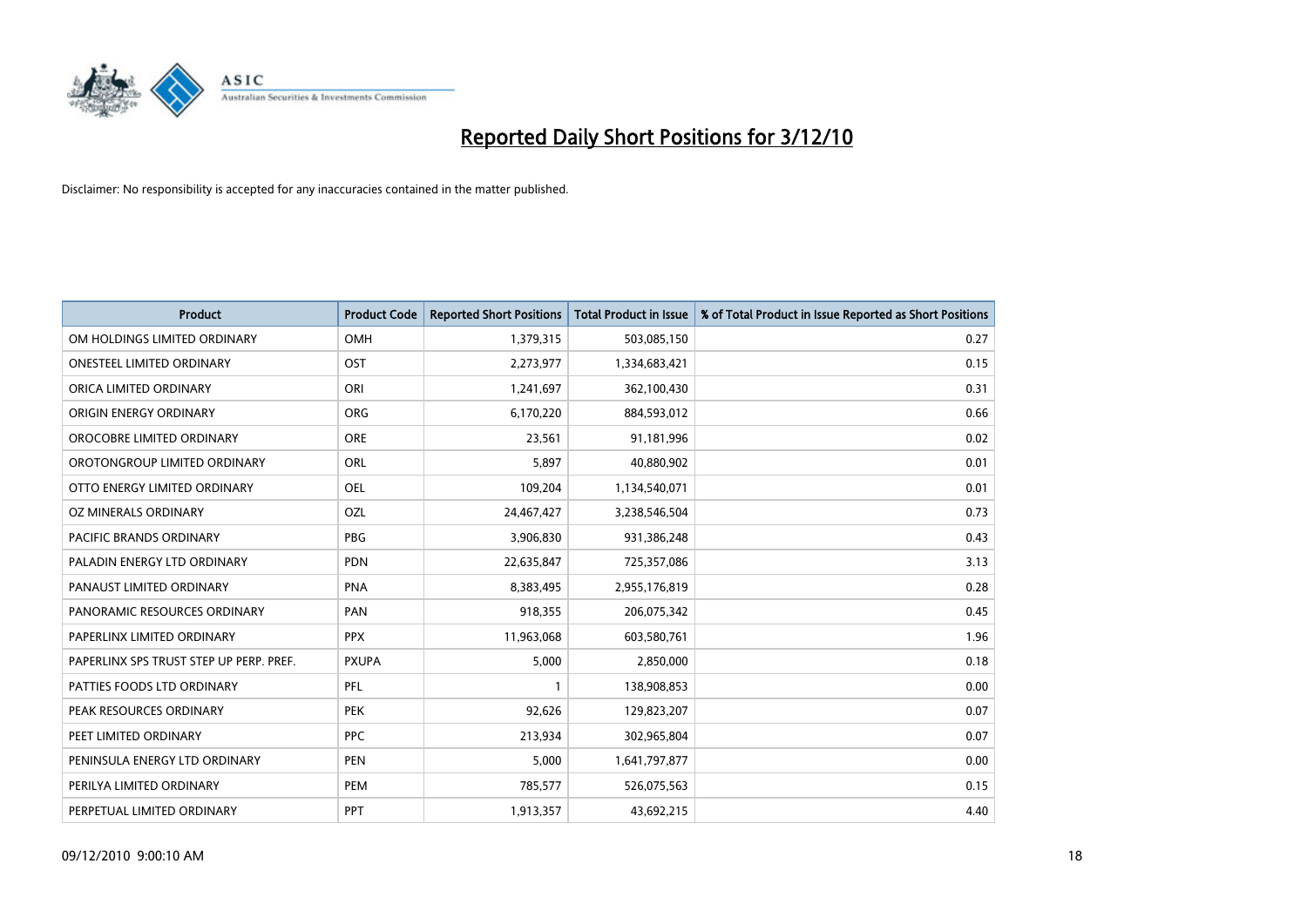# Reported Daily Short Positions for 3/12/10

Disclaimer: No responsibility is accepted for any inaccuracies contained in the matter published.

| Product | Product Code | Reported Short Positions | Total Product in Issue | % of Total Product in Issue Reported as Short Positions |
|---|---|---|---|---|
| OM HOLDINGS LIMITED ORDINARY | OMH | 1,379,315 | 503,085,150 | 0.27 |
| ONESTEEL LIMITED ORDINARY | OST | 2,273,977 | 1,334,683,421 | 0.15 |
| ORICA LIMITED ORDINARY | ORI | 1,241,697 | 362,100,430 | 0.31 |
| ORIGIN ENERGY ORDINARY | ORG | 6,170,220 | 884,593,012 | 0.66 |
| OROCOBRE LIMITED ORDINARY | ORE | 23,561 | 91,181,996 | 0.02 |
| OROTONGROUP LIMITED ORDINARY | ORL | 5,897 | 40,880,902 | 0.01 |
| OTTO ENERGY LIMITED ORDINARY | OEL | 109,204 | 1,134,540,071 | 0.01 |
| OZ MINERALS ORDINARY | OZL | 24,467,427 | 3,238,546,504 | 0.73 |
| PACIFIC BRANDS ORDINARY | PBG | 3,906,830 | 931,386,248 | 0.43 |
| PALADIN ENERGY LTD ORDINARY | PDN | 22,635,847 | 725,357,086 | 3.13 |
| PANAUST LIMITED ORDINARY | PNA | 8,383,495 | 2,955,176,819 | 0.28 |
| PANORAMIC RESOURCES ORDINARY | PAN | 918,355 | 206,075,342 | 0.45 |
| PAPERLINX LIMITED ORDINARY | PPX | 11,963,068 | 603,580,761 | 1.96 |
| PAPERLINX SPS TRUST STEP UP PERP. PREF. | PXUPA | 5,000 | 2,850,000 | 0.18 |
| PATTIES FOODS LTD ORDINARY | PFL | 1 | 138,908,853 | 0.00 |
| PEAK RESOURCES ORDINARY | PEK | 92,626 | 129,823,207 | 0.07 |
| PEET LIMITED ORDINARY | PPC | 213,934 | 302,965,804 | 0.07 |
| PENINSULA ENERGY LTD ORDINARY | PEN | 5,000 | 1,641,797,877 | 0.00 |
| PERILYA LIMITED ORDINARY | PEM | 785,577 | 526,075,563 | 0.15 |
| PERPETUAL LIMITED ORDINARY | PPT | 1,913,357 | 43,692,215 | 4.40 |

09/12/2010 9:00:10 AM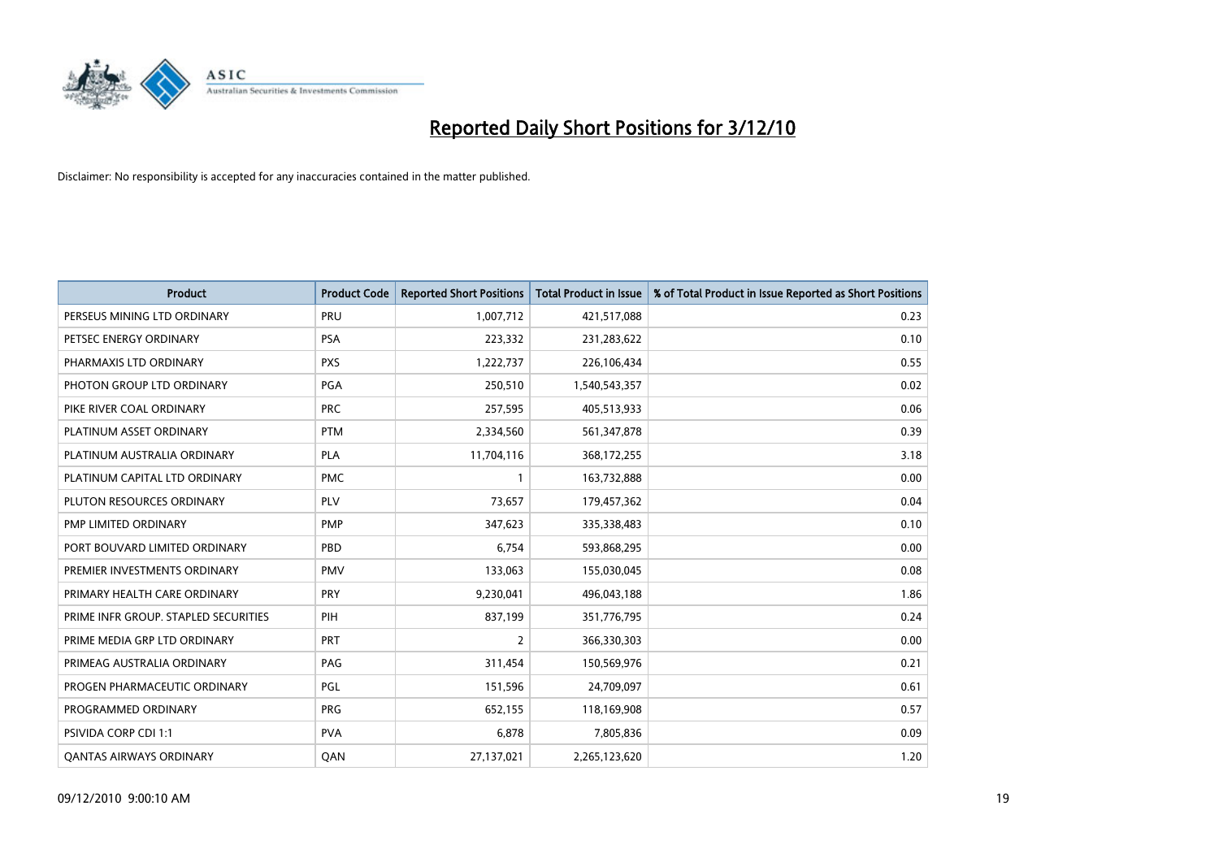# Reported Daily Short Positions for 3/12/10

Disclaimer: No responsibility is accepted for any inaccuracies contained in the matter published.

| Product | Product Code | Reported Short Positions | Total Product in Issue | % of Total Product in Issue Reported as Short Positions |
|---|---|---|---|---|
| PERSEUS MINING LTD ORDINARY | PRU | 1,007,712 | 421,517,088 | 0.23 |
| PETSEC ENERGY ORDINARY | PSA | 223,332 | 231,283,622 | 0.10 |
| PHARMAXIS LTD ORDINARY | PXS | 1,222,737 | 226,106,434 | 0.55 |
| PHOTON GROUP LTD ORDINARY | PGA | 250,510 | 1,540,543,357 | 0.02 |
| PIKE RIVER COAL ORDINARY | PRC | 257,595 | 405,513,933 | 0.06 |
| PLATINUM ASSET ORDINARY | PTM | 2,334,560 | 561,347,878 | 0.39 |
| PLATINUM AUSTRALIA ORDINARY | PLA | 11,704,116 | 368,172,255 | 3.18 |
| PLATINUM CAPITAL LTD ORDINARY | PMC | 1 | 163,732,888 | 0.00 |
| PLUTON RESOURCES ORDINARY | PLV | 73,657 | 179,457,362 | 0.04 |
| PMP LIMITED ORDINARY | PMP | 347,623 | 335,338,483 | 0.10 |
| PORT BOUVARD LIMITED ORDINARY | PBD | 6,754 | 593,868,295 | 0.00 |
| PREMIER INVESTMENTS ORDINARY | PMV | 133,063 | 155,030,045 | 0.08 |
| PRIMARY HEALTH CARE ORDINARY | PRY | 9,230,041 | 496,043,188 | 1.86 |
| PRIME INFR GROUP. STAPLED SECURITIES | PIH | 837,199 | 351,776,795 | 0.24 |
| PRIME MEDIA GRP LTD ORDINARY | PRT | 2 | 366,330,303 | 0.00 |
| PRIMEAG AUSTRALIA ORDINARY | PAG | 311,454 | 150,569,976 | 0.21 |
| PROGEN PHARMACEUTIC ORDINARY | PGL | 151,596 | 24,709,097 | 0.61 |
| PROGRAMMED ORDINARY | PRG | 652,155 | 118,169,908 | 0.57 |
| PSIVIDA CORP CDI 1:1 | PVA | 6,878 | 7,805,836 | 0.09 |
| QANTAS AIRWAYS ORDINARY | QAN | 27,137,021 | 2,265,123,620 | 1.20 |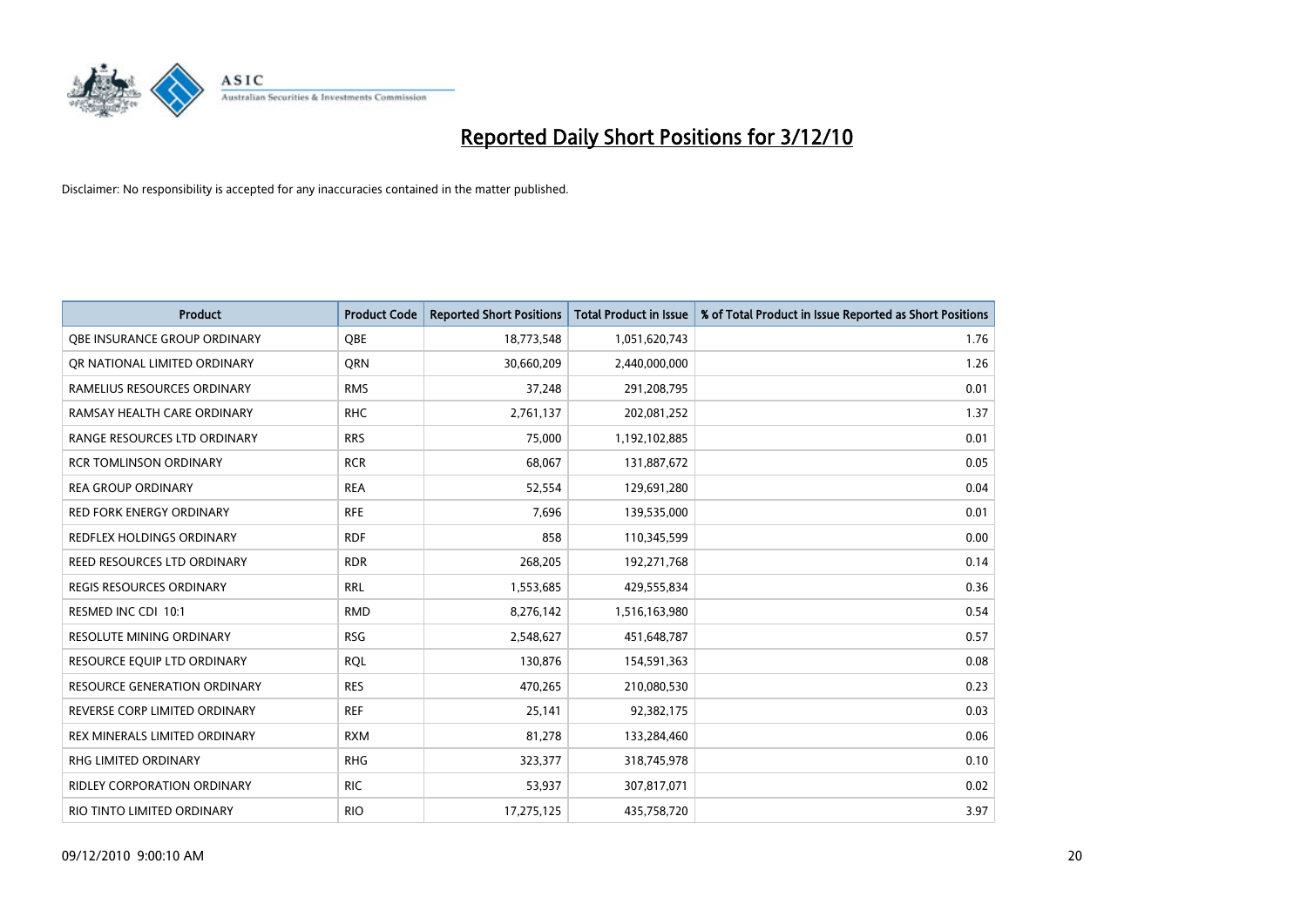# Reported Daily Short Positions for 3/12/10

Disclaimer: No responsibility is accepted for any inaccuracies contained in the matter published.

| Product | Product Code | Reported Short Positions | Total Product in Issue | % of Total Product in Issue Reported as Short Positions |
|---|---|---|---|---|
| QBE INSURANCE GROUP ORDINARY | QBE | 18,773,548 | 1,051,620,743 | 1.76 |
| QR NATIONAL LIMITED ORDINARY | QRN | 30,660,209 | 2,440,000,000 | 1.26 |
| RAMELIUS RESOURCES ORDINARY | RMS | 37,248 | 291,208,795 | 0.01 |
| RAMSAY HEALTH CARE ORDINARY | RHC | 2,761,137 | 202,081,252 | 1.37 |
| RANGE RESOURCES LTD ORDINARY | RRS | 75,000 | 1,192,102,885 | 0.01 |
| RCR TOMLINSON ORDINARY | RCR | 68,067 | 131,887,672 | 0.05 |
| REA GROUP ORDINARY | REA | 52,554 | 129,691,280 | 0.04 |
| RED FORK ENERGY ORDINARY | RFE | 7,696 | 139,535,000 | 0.01 |
| REDFLEX HOLDINGS ORDINARY | RDF | 858 | 110,345,599 | 0.00 |
| REED RESOURCES LTD ORDINARY | RDR | 268,205 | 192,271,768 | 0.14 |
| REGIS RESOURCES ORDINARY | RRL | 1,553,685 | 429,555,834 | 0.36 |
| RESMED INC CDI 10:1 | RMD | 8,276,142 | 1,516,163,980 | 0.54 |
| RESOLUTE MINING ORDINARY | RSG | 2,548,627 | 451,648,787 | 0.57 |
| RESOURCE EQUIP LTD ORDINARY | RQL | 130,876 | 154,591,363 | 0.08 |
| RESOURCE GENERATION ORDINARY | RES | 470,265 | 210,080,530 | 0.23 |
| REVERSE CORP LIMITED ORDINARY | REF | 25,141 | 92,382,175 | 0.03 |
| REX MINERALS LIMITED ORDINARY | RXM | 81,278 | 133,284,460 | 0.06 |
| RHG LIMITED ORDINARY | RHG | 323,377 | 318,745,978 | 0.10 |
| RIDLEY CORPORATION ORDINARY | RIC | 53,937 | 307,817,071 | 0.02 |
| RIO TINTO LIMITED ORDINARY | RIO | 17,275,125 | 435,758,720 | 3.97 |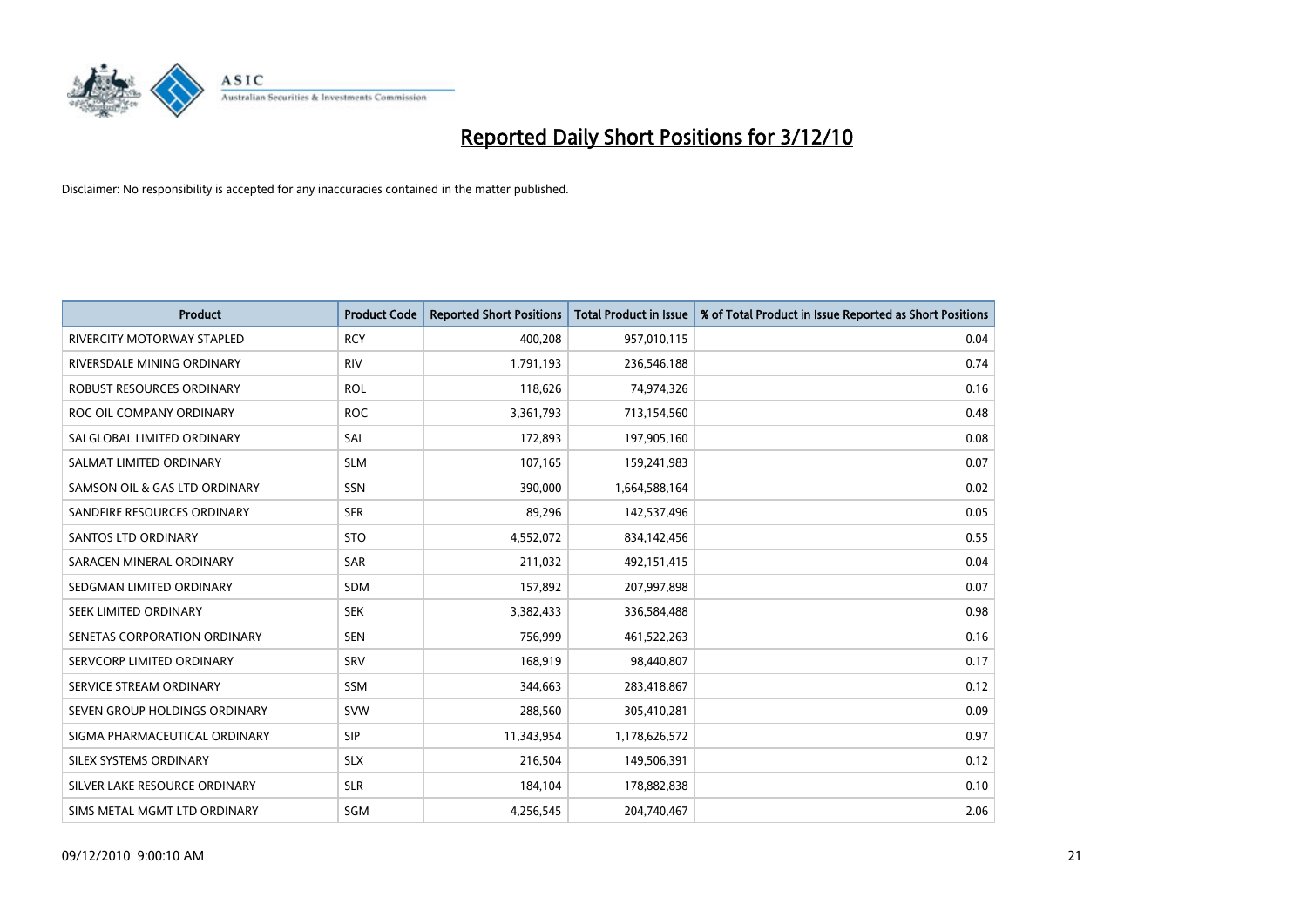# Reported Daily Short Positions for 3/12/10

Disclaimer: No responsibility is accepted for any inaccuracies contained in the matter published.

| Product | Product Code | Reported Short Positions | Total Product in Issue | % of Total Product in Issue Reported as Short Positions |
| --- | --- | --- | --- | --- |
| RIVERCITY MOTORWAY STAPLED | RCY | 400,208 | 957,010,115 | 0.04 |
| RIVERSDALE MINING ORDINARY | RIV | 1,791,193 | 236,546,188 | 0.74 |
| ROBUST RESOURCES ORDINARY | ROL | 118,626 | 74,974,326 | 0.16 |
| ROC OIL COMPANY ORDINARY | ROC | 3,361,793 | 713,154,560 | 0.48 |
| SAI GLOBAL LIMITED ORDINARY | SAI | 172,893 | 197,905,160 | 0.08 |
| SALMAT LIMITED ORDINARY | SLM | 107,165 | 159,241,983 | 0.07 |
| SAMSON OIL & GAS LTD ORDINARY | SSN | 390,000 | 1,664,588,164 | 0.02 |
| SANDFIRE RESOURCES ORDINARY | SFR | 89,296 | 142,537,496 | 0.05 |
| SANTOS LTD ORDINARY | STO | 4,552,072 | 834,142,456 | 0.55 |
| SARACEN MINERAL ORDINARY | SAR | 211,032 | 492,151,415 | 0.04 |
| SEDGMAN LIMITED ORDINARY | SDM | 157,892 | 207,997,898 | 0.07 |
| SEEK LIMITED ORDINARY | SEK | 3,382,433 | 336,584,488 | 0.98 |
| SENETAS CORPORATION ORDINARY | SEN | 756,999 | 461,522,263 | 0.16 |
| SERVCORP LIMITED ORDINARY | SRV | 168,919 | 98,440,807 | 0.17 |
| SERVICE STREAM ORDINARY | SSM | 344,663 | 283,418,867 | 0.12 |
| SEVEN GROUP HOLDINGS ORDINARY | SVW | 288,560 | 305,410,281 | 0.09 |
| SIGMA PHARMACEUTICAL ORDINARY | SIP | 11,343,954 | 1,178,626,572 | 0.97 |
| SILEX SYSTEMS ORDINARY | SLX | 216,504 | 149,506,391 | 0.12 |
| SILVER LAKE RESOURCE ORDINARY | SLR | 184,104 | 178,882,838 | 0.10 |
| SIMS METAL MGMT LTD ORDINARY | SGM | 4,256,545 | 204,740,467 | 2.06 |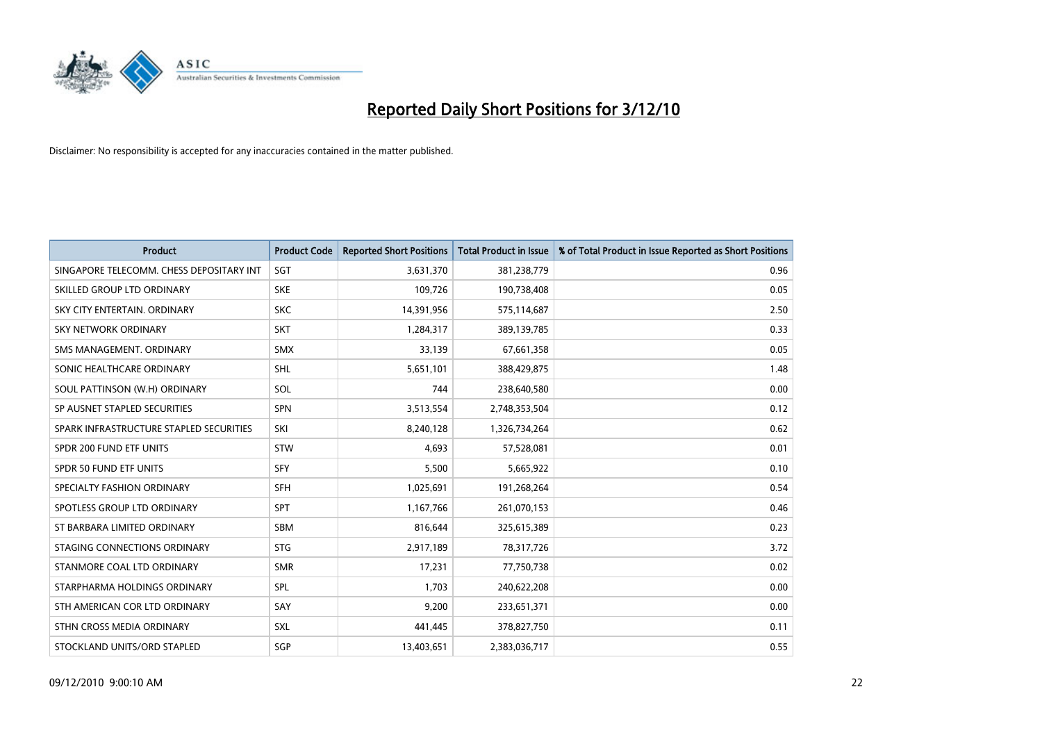# Reported Daily Short Positions for 3/12/10

Disclaimer: No responsibility is accepted for any inaccuracies contained in the matter published.

| Product | Product Code | Reported Short Positions | Total Product in Issue | % of Total Product in Issue Reported as Short Positions |
|---|---|---|---|---|
| SINGAPORE TELECOMM. CHESS DEPOSITARY INT | SGT | 3,631,370 | 381,238,779 | 0.96 |
| SKILLED GROUP LTD ORDINARY | SKE | 109,726 | 190,738,408 | 0.05 |
| SKY CITY ENTERTAIN. ORDINARY | SKC | 14,391,956 | 575,114,687 | 2.50 |
| SKY NETWORK ORDINARY | SKT | 1,284,317 | 389,139,785 | 0.33 |
| SMS MANAGEMENT. ORDINARY | SMX | 33,139 | 67,661,358 | 0.05 |
| SONIC HEALTHCARE ORDINARY | SHL | 5,651,101 | 388,429,875 | 1.48 |
| SOUL PATTINSON (W.H) ORDINARY | SOL | 744 | 238,640,580 | 0.00 |
| SP AUSNET STAPLED SECURITIES | SPN | 3,513,554 | 2,748,353,504 | 0.12 |
| SPARK INFRASTRUCTURE STAPLED SECURITIES | SKI | 8,240,128 | 1,326,734,264 | 0.62 |
| SPDR 200 FUND ETF UNITS | STW | 4,693 | 57,528,081 | 0.01 |
| SPDR 50 FUND ETF UNITS | SFY | 5,500 | 5,665,922 | 0.10 |
| SPECIALTY FASHION ORDINARY | SFH | 1,025,691 | 191,268,264 | 0.54 |
| SPOTLESS GROUP LTD ORDINARY | SPT | 1,167,766 | 261,070,153 | 0.46 |
| ST BARBARA LIMITED ORDINARY | SBM | 816,644 | 325,615,389 | 0.23 |
| STAGING CONNECTIONS ORDINARY | STG | 2,917,189 | 78,317,726 | 3.72 |
| STANMORE COAL LTD ORDINARY | SMR | 17,231 | 77,750,738 | 0.02 |
| STARPHARMA HOLDINGS ORDINARY | SPL | 1,703 | 240,622,208 | 0.00 |
| STH AMERICAN COR LTD ORDINARY | SAY | 9,200 | 233,651,371 | 0.00 |
| STHN CROSS MEDIA ORDINARY | SXL | 441,445 | 378,827,750 | 0.11 |
| STOCKLAND UNITS/ORD STAPLED | SGP | 13,403,651 | 2,383,036,717 | 0.55 |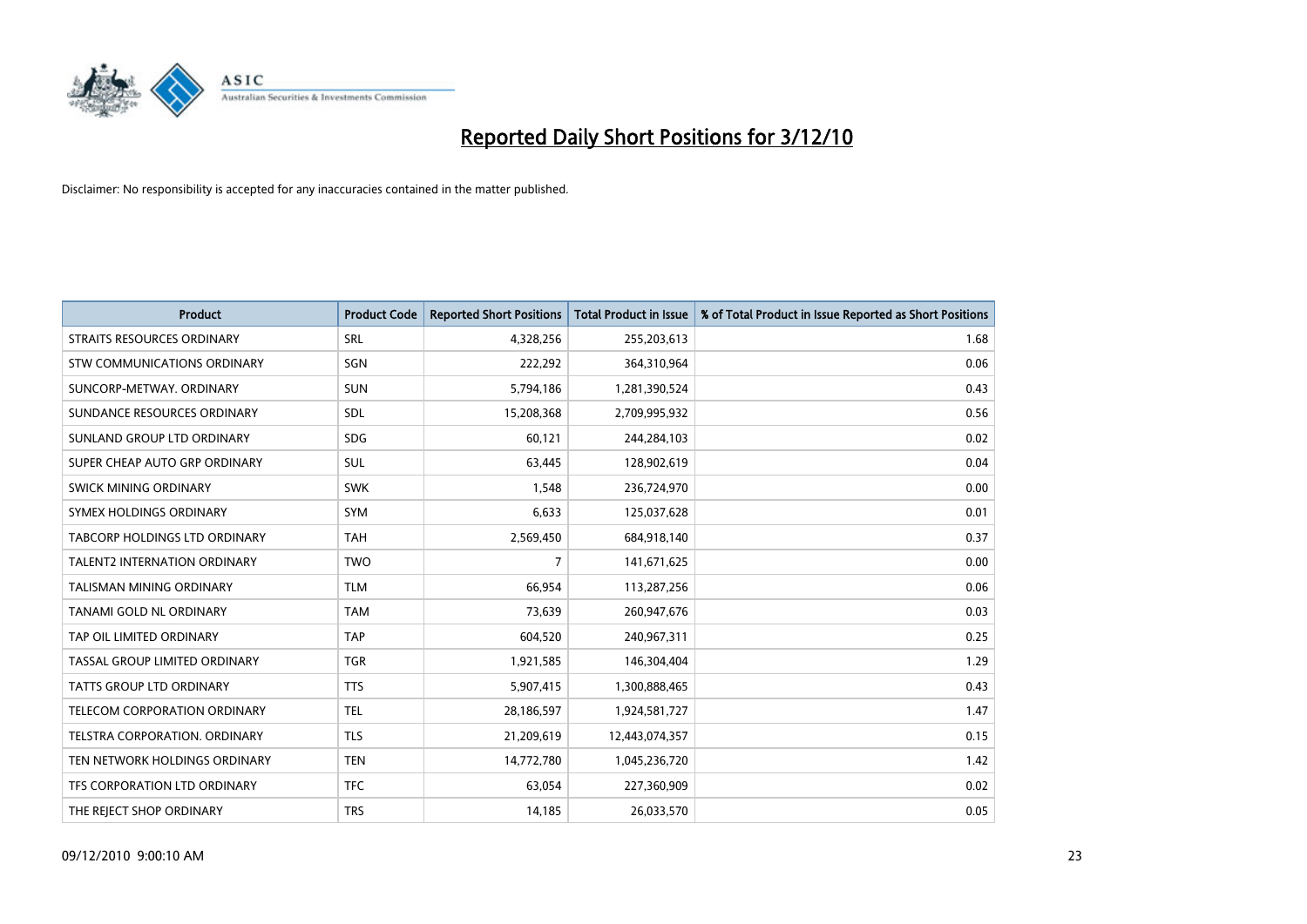# Reported Daily Short Positions for 3/12/10

Disclaimer: No responsibility is accepted for any inaccuracies contained in the matter published.

| Product | Product Code | Reported Short Positions | Total Product in Issue | % of Total Product in Issue Reported as Short Positions |
|---|---|---|---|---|
| STRAITS RESOURCES ORDINARY | SRL | 4,328,256 | 255,203,613 | 1.68 |
| STW COMMUNICATIONS ORDINARY | SGN | 222,292 | 364,310,964 | 0.06 |
| SUNCORP-METWAY. ORDINARY | SUN | 5,794,186 | 1,281,390,524 | 0.43 |
| SUNDANCE RESOURCES ORDINARY | SDL | 15,208,368 | 2,709,995,932 | 0.56 |
| SUNLAND GROUP LTD ORDINARY | SDG | 60,121 | 244,284,103 | 0.02 |
| SUPER CHEAP AUTO GRP ORDINARY | SUL | 63,445 | 128,902,619 | 0.04 |
| SWICK MINING ORDINARY | SWK | 1,548 | 236,724,970 | 0.00 |
| SYMEX HOLDINGS ORDINARY | SYM | 6,633 | 125,037,628 | 0.01 |
| TABCORP HOLDINGS LTD ORDINARY | TAH | 2,569,450 | 684,918,140 | 0.37 |
| TALENT2 INTERNATION ORDINARY | TWO | 7 | 141,671,625 | 0.00 |
| TALISMAN MINING ORDINARY | TLM | 66,954 | 113,287,256 | 0.06 |
| TANAMI GOLD NL ORDINARY | TAM | 73,639 | 260,947,676 | 0.03 |
| TAP OIL LIMITED ORDINARY | TAP | 604,520 | 240,967,311 | 0.25 |
| TASSAL GROUP LIMITED ORDINARY | TGR | 1,921,585 | 146,304,404 | 1.29 |
| TATTS GROUP LTD ORDINARY | TTS | 5,907,415 | 1,300,888,465 | 0.43 |
| TELECOM CORPORATION ORDINARY | TEL | 28,186,597 | 1,924,581,727 | 1.47 |
| TELSTRA CORPORATION. ORDINARY | TLS | 21,209,619 | 12,443,074,357 | 0.15 |
| TEN NETWORK HOLDINGS ORDINARY | TEN | 14,772,780 | 1,045,236,720 | 1.42 |
| TFS CORPORATION LTD ORDINARY | TFC | 63,054 | 227,360,909 | 0.02 |
| THE REJECT SHOP ORDINARY | TRS | 14,185 | 26,033,570 | 0.05 |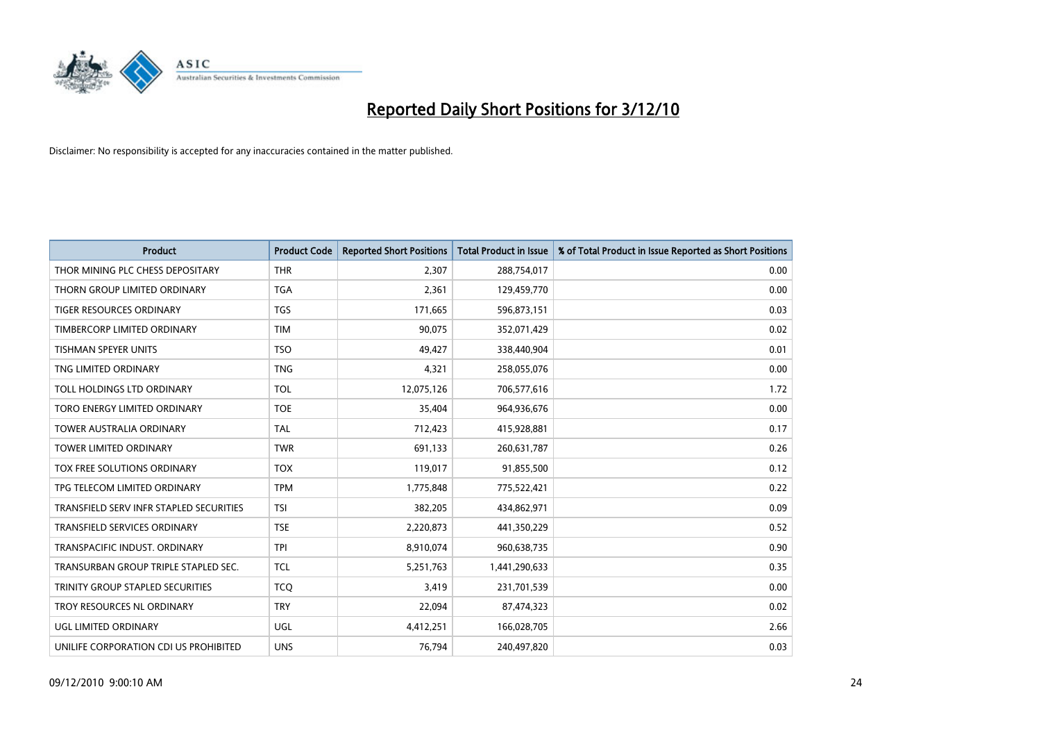# Reported Daily Short Positions for 3/12/10

Disclaimer: No responsibility is accepted for any inaccuracies contained in the matter published.

| Product | Product Code | Reported Short Positions | Total Product in Issue | % of Total Product in Issue Reported as Short Positions |
|---|---|---|---|---|
| THOR MINING PLC CHESS DEPOSITARY | THR | 2,307 | 288,754,017 | 0.00 |
| THORN GROUP LIMITED ORDINARY | TGA | 2,361 | 129,459,770 | 0.00 |
| TIGER RESOURCES ORDINARY | TGS | 171,665 | 596,873,151 | 0.03 |
| TIMBERCORP LIMITED ORDINARY | TIM | 90,075 | 352,071,429 | 0.02 |
| TISHMAN SPEYER UNITS | TSO | 49,427 | 338,440,904 | 0.01 |
| TNG LIMITED ORDINARY | TNG | 4,321 | 258,055,076 | 0.00 |
| TOLL HOLDINGS LTD ORDINARY | TOL | 12,075,126 | 706,577,616 | 1.72 |
| TORO ENERGY LIMITED ORDINARY | TOE | 35,404 | 964,936,676 | 0.00 |
| TOWER AUSTRALIA ORDINARY | TAL | 712,423 | 415,928,881 | 0.17 |
| TOWER LIMITED ORDINARY | TWR | 691,133 | 260,631,787 | 0.26 |
| TOX FREE SOLUTIONS ORDINARY | TOX | 119,017 | 91,855,500 | 0.12 |
| TPG TELECOM LIMITED ORDINARY | TPM | 1,775,848 | 775,522,421 | 0.22 |
| TRANSFIELD SERV INFR STAPLED SECURITIES | TSI | 382,205 | 434,862,971 | 0.09 |
| TRANSFIELD SERVICES ORDINARY | TSE | 2,220,873 | 441,350,229 | 0.52 |
| TRANSPACIFIC INDUST. ORDINARY | TPI | 8,910,074 | 960,638,735 | 0.90 |
| TRANSURBAN GROUP TRIPLE STAPLED SEC. | TCL | 5,251,763 | 1,441,290,633 | 0.35 |
| TRINITY GROUP STAPLED SECURITIES | TCQ | 3,419 | 231,701,539 | 0.00 |
| TROY RESOURCES NL ORDINARY | TRY | 22,094 | 87,474,323 | 0.02 |
| UGL LIMITED ORDINARY | UGL | 4,412,251 | 166,028,705 | 2.66 |
| UNILIFE CORPORATION CDI US PROHIBITED | UNS | 76,794 | 240,497,820 | 0.03 |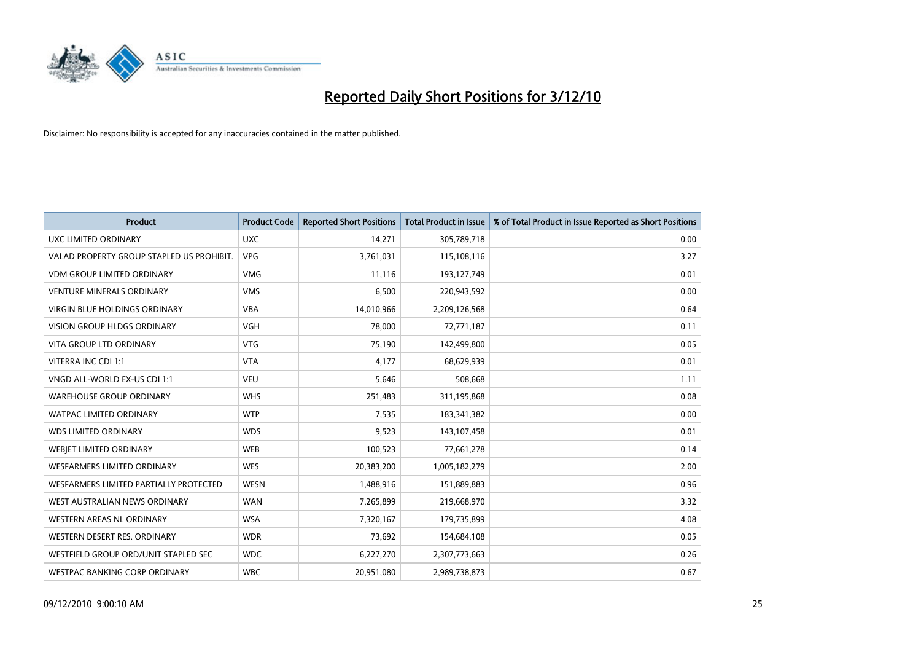# Reported Daily Short Positions for 3/12/10

Disclaimer: No responsibility is accepted for any inaccuracies contained in the matter published.

| Product | Product Code | Reported Short Positions | Total Product in Issue | % of Total Product in Issue Reported as Short Positions |
|---|---|---|---|---|
| UXC LIMITED ORDINARY | UXC | 14,271 | 305,789,718 | 0.00 |
| VALAD PROPERTY GROUP STAPLED US PROHIBIT. | VPG | 3,761,031 | 115,108,116 | 3.27 |
| VDM GROUP LIMITED ORDINARY | VMG | 11,116 | 193,127,749 | 0.01 |
| VENTURE MINERALS ORDINARY | VMS | 6,500 | 220,943,592 | 0.00 |
| VIRGIN BLUE HOLDINGS ORDINARY | VBA | 14,010,966 | 2,209,126,568 | 0.64 |
| VISION GROUP HLDGS ORDINARY | VGH | 78,000 | 72,771,187 | 0.11 |
| VITA GROUP LTD ORDINARY | VTG | 75,190 | 142,499,800 | 0.05 |
| VITERRA INC CDI 1:1 | VTA | 4,177 | 68,629,939 | 0.01 |
| VNGD ALL-WORLD EX-US CDI 1:1 | VEU | 5,646 | 508,668 | 1.11 |
| WAREHOUSE GROUP ORDINARY | WHS | 251,483 | 311,195,868 | 0.08 |
| WATPAC LIMITED ORDINARY | WTP | 7,535 | 183,341,382 | 0.00 |
| WDS LIMITED ORDINARY | WDS | 9,523 | 143,107,458 | 0.01 |
| WEBJET LIMITED ORDINARY | WEB | 100,523 | 77,661,278 | 0.14 |
| WESFARMERS LIMITED ORDINARY | WES | 20,383,200 | 1,005,182,279 | 2.00 |
| WESFARMERS LIMITED PARTIALLY PROTECTED | WESN | 1,488,916 | 151,889,883 | 0.96 |
| WEST AUSTRALIAN NEWS ORDINARY | WAN | 7,265,899 | 219,668,970 | 3.32 |
| WESTERN AREAS NL ORDINARY | WSA | 7,320,167 | 179,735,899 | 4.08 |
| WESTERN DESERT RES. ORDINARY | WDR | 73,692 | 154,684,108 | 0.05 |
| WESTFIELD GROUP ORD/UNIT STAPLED SEC | WDC | 6,227,270 | 2,307,773,663 | 0.26 |
| WESTPAC BANKING CORP ORDINARY | WBC | 20,951,080 | 2,989,738,873 | 0.67 |

09/12/2010 9:00:10 AM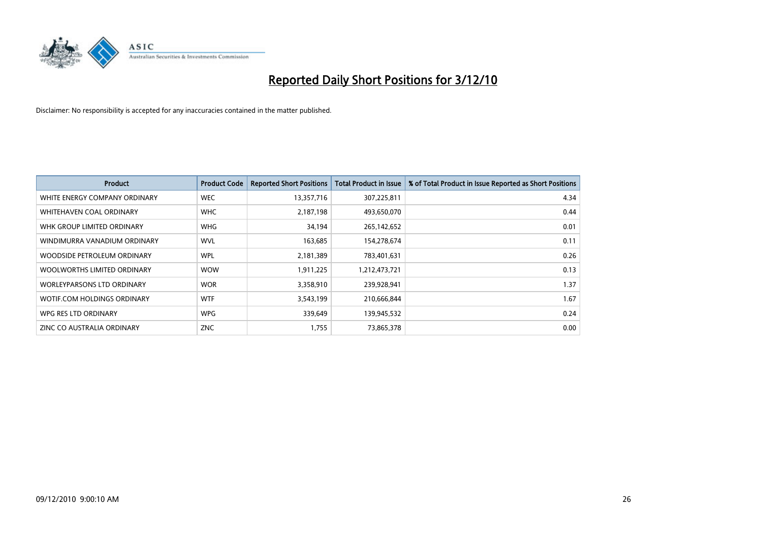# Reported Daily Short Positions for 3/12/10

Disclaimer: No responsibility is accepted for any inaccuracies contained in the matter published.

| Product | Product Code | Reported Short Positions | Total Product in Issue | % of Total Product in Issue Reported as Short Positions |
|---|---|---|---|---|
| WHITE ENERGY COMPANY ORDINARY | WEC | 13,357,716 | 307,225,811 | 4.34 |
| WHITEHAVEN COAL ORDINARY | WHC | 2,187,198 | 493,650,070 | 0.44 |
| WHK GROUP LIMITED ORDINARY | WHG | 34,194 | 265,142,652 | 0.01 |
| WINDIMURRA VANADIUM ORDINARY | WVL | 163,685 | 154,278,674 | 0.11 |
| WOODSIDE PETROLEUM ORDINARY | WPL | 2,181,389 | 783,401,631 | 0.26 |
| WOOLWORTHS LIMITED ORDINARY | WOW | 1,911,225 | 1,212,473,721 | 0.13 |
| WORLEYPARSONS LTD ORDINARY | WOR | 3,358,910 | 239,928,941 | 1.37 |
| WOTIF.COM HOLDINGS ORDINARY | WTF | 3,543,199 | 210,666,844 | 1.67 |
| WPG RES LTD ORDINARY | WPG | 339,649 | 139,945,532 | 0.24 |
| ZINC CO AUSTRALIA ORDINARY | ZNC | 1,755 | 73,865,378 | 0.00 |

09/12/2010 9:00:10 AM